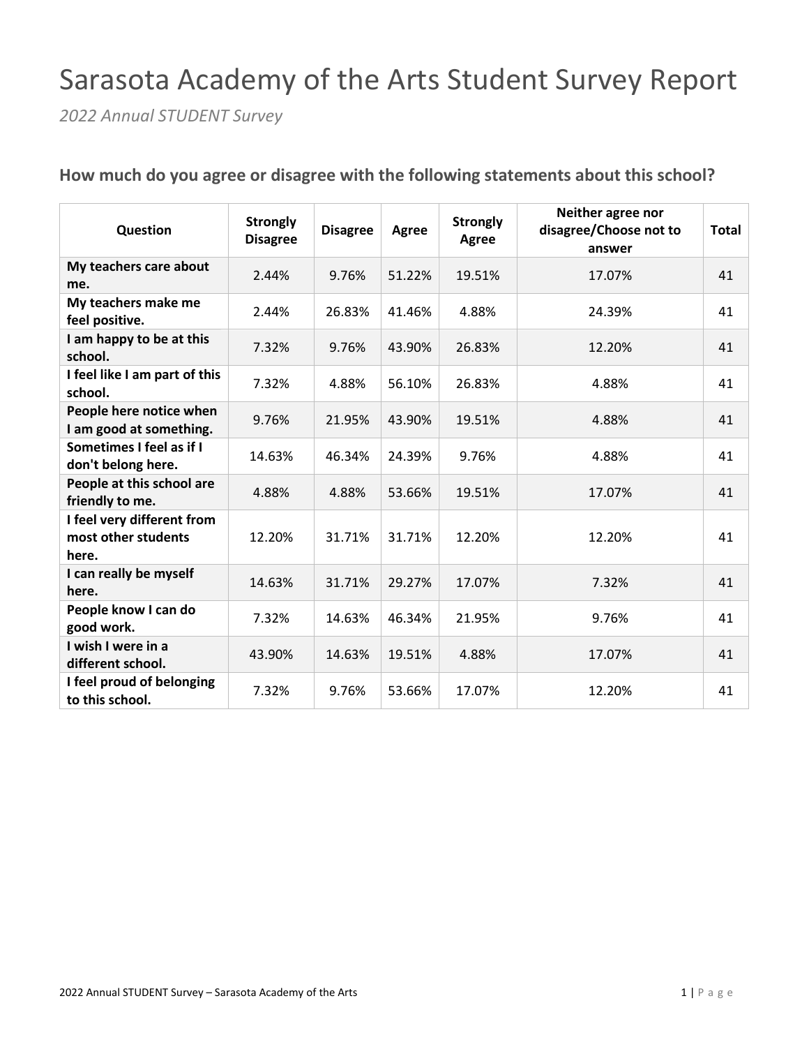# Sarasota Academy of the Arts Student Survey Report

*2022 Annual STUDENT Survey*

## How much do you agree or disagree with the following statements about this school?

| Question | Strongly Disagree | Disagree | Agree | Strongly Agree | Neither agree nor disagree/Choose not to answer | Total |
|---|---|---|---|---|---|---|
| My teachers care about me. | 2.44% | 9.76% | 51.22% | 19.51% | 17.07% | 41 |
| My teachers make me feel positive. | 2.44% | 26.83% | 41.46% | 4.88% | 24.39% | 41 |
| I am happy to be at this school. | 7.32% | 9.76% | 43.90% | 26.83% | 12.20% | 41 |
| I feel like I am part of this school. | 7.32% | 4.88% | 56.10% | 26.83% | 4.88% | 41 |
| People here notice when I am good at something. | 9.76% | 21.95% | 43.90% | 19.51% | 4.88% | 41 |
| Sometimes I feel as if I don't belong here. | 14.63% | 46.34% | 24.39% | 9.76% | 4.88% | 41 |
| People at this school are friendly to me. | 4.88% | 4.88% | 53.66% | 19.51% | 17.07% | 41 |
| I feel very different from most other students here. | 12.20% | 31.71% | 31.71% | 12.20% | 12.20% | 41 |
| I can really be myself here. | 14.63% | 31.71% | 29.27% | 17.07% | 7.32% | 41 |
| People know I can do good work. | 7.32% | 14.63% | 46.34% | 21.95% | 9.76% | 41 |
| I wish I were in a different school. | 43.90% | 14.63% | 19.51% | 4.88% | 17.07% | 41 |
| I feel proud of belonging to this school. | 7.32% | 9.76% | 53.66% | 17.07% | 12.20% | 41 |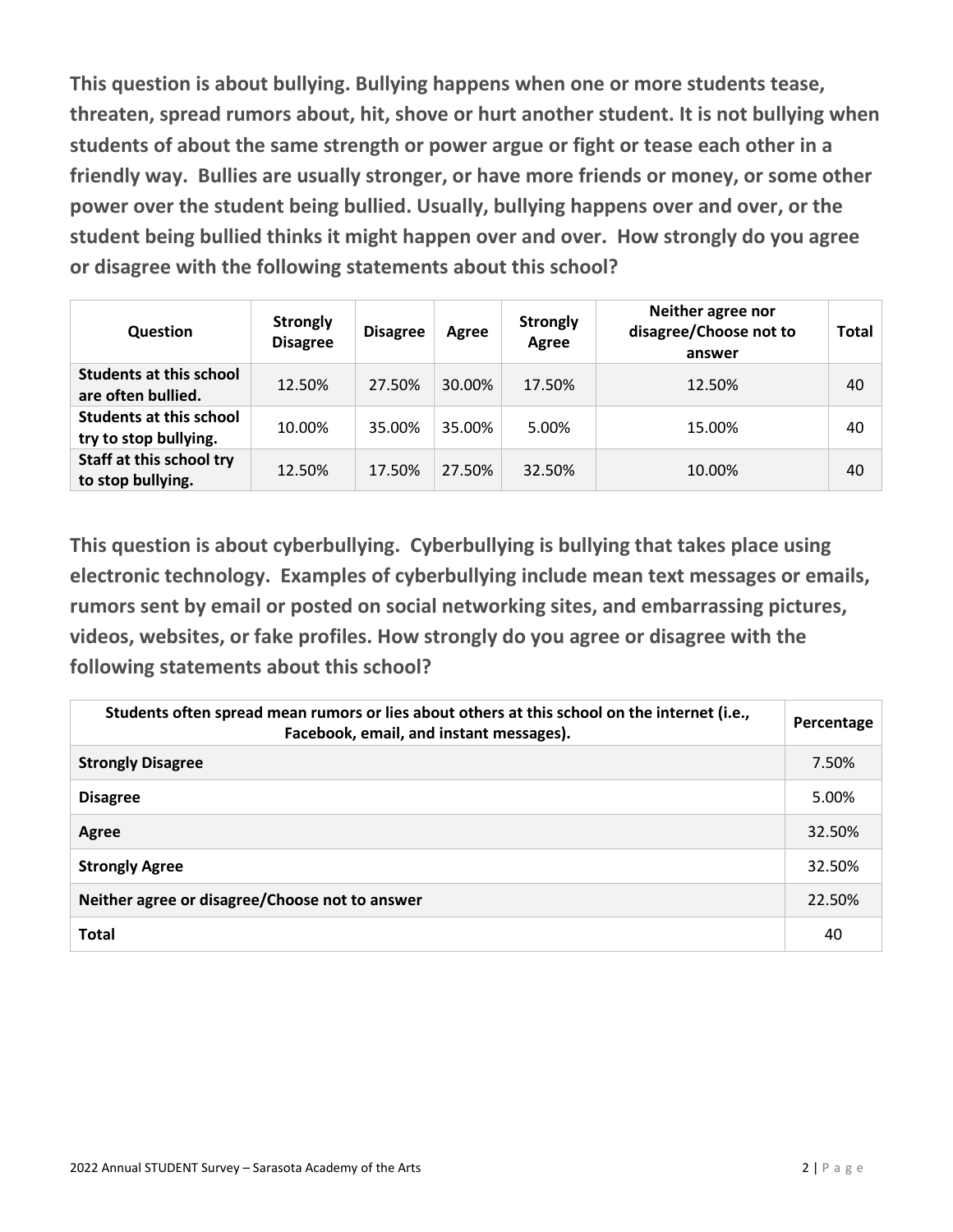**This question is about bullying. Bullying happens when one or more students tease, threaten, spread rumors about, hit, shove or hurt another student. It is not bullying when students of about the same strength or power argue or fight or tease each other in a friendly way. Bullies are usually stronger, or have more friends or money, or some other power over the student being bullied. Usually, bullying happens over and over, or the student being bullied thinks it might happen over and over. How strongly do you agree or disagree with the following statements about this school?**

| Question | Strongly Disagree | Disagree | Agree | Strongly Agree | Neither agree nor disagree/Choose not to answer | Total |
|---|---|---|---|---|---|---|
| **Students at this school are often bullied.** | 12.50% | 27.50% | 30.00% | 17.50% | 12.50% | 40 |
| **Students at this school try to stop bullying.** | 10.00% | 35.00% | 35.00% | 5.00% | 15.00% | 40 |
| **Staff at this school try to stop bullying.** | 12.50% | 17.50% | 27.50% | 32.50% | 10.00% | 40 |

**This question is about cyberbullying. Cyberbullying is bullying that takes place using electronic technology. Examples of cyberbullying include mean text messages or emails, rumors sent by email or posted on social networking sites, and embarrassing pictures, videos, websites, or fake profiles. How strongly do you agree or disagree with the following statements about this school?**

| Students often spread mean rumors or lies about others at this school on the internet (i.e., Facebook, email, and instant messages). | Percentage |
|---|---|
| **Strongly Disagree** | 7.50% |
| **Disagree** | 5.00% |
| **Agree** | 32.50% |
| **Strongly Agree** | 32.50% |
| **Neither agree or disagree/Choose not to answer** | 22.50% |
| **Total** | 40 |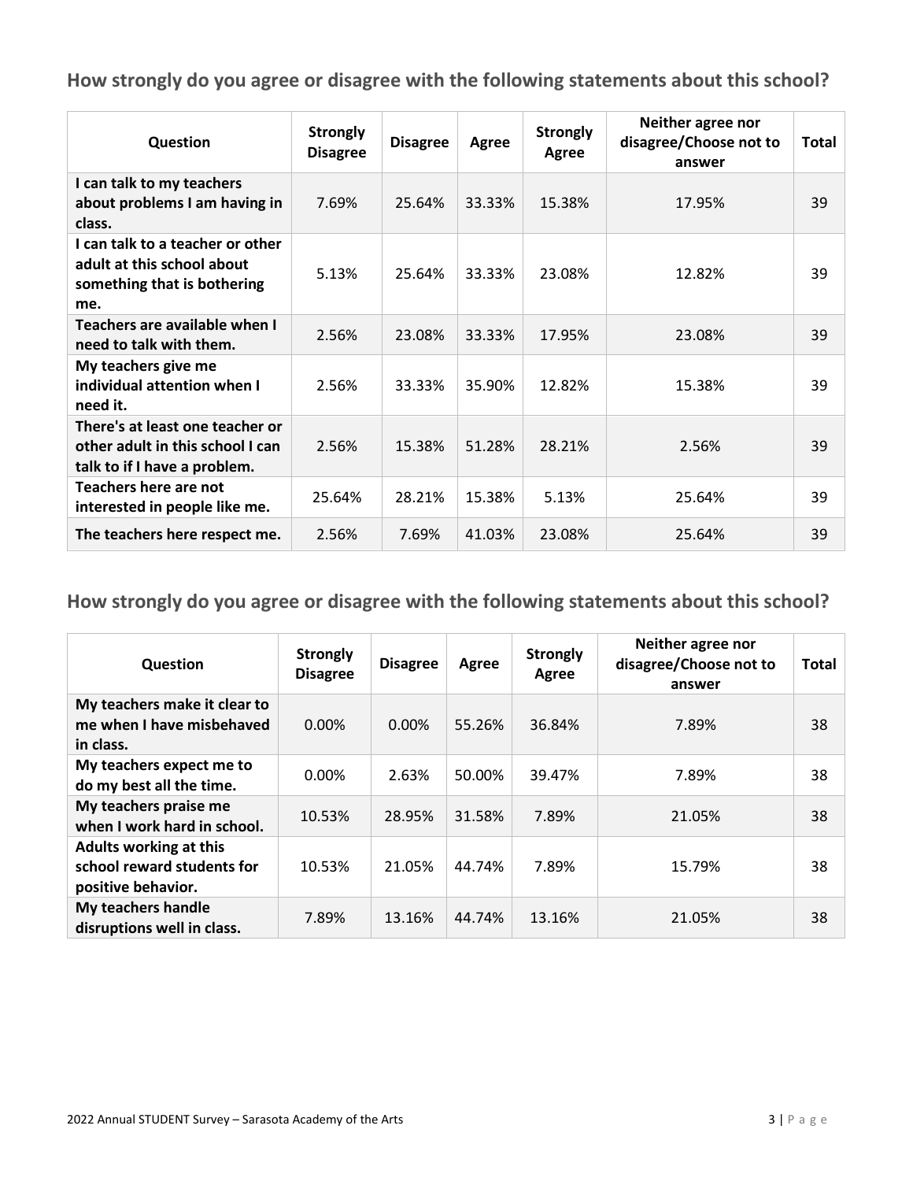## How strongly do you agree or disagree with the following statements about this school?

| Question | Strongly Disagree | Disagree | Agree | Strongly Agree | Neither agree nor disagree/Choose not to answer | Total |
|---|---|---|---|---|---|---|
| I can talk to my teachers about problems I am having in class. | 7.69% | 25.64% | 33.33% | 15.38% | 17.95% | 39 |
| I can talk to a teacher or other adult at this school about something that is bothering me. | 5.13% | 25.64% | 33.33% | 23.08% | 12.82% | 39 |
| Teachers are available when I need to talk with them. | 2.56% | 23.08% | 33.33% | 17.95% | 23.08% | 39 |
| My teachers give me individual attention when I need it. | 2.56% | 33.33% | 35.90% | 12.82% | 15.38% | 39 |
| There's at least one teacher or other adult in this school I can talk to if I have a problem. | 2.56% | 15.38% | 51.28% | 28.21% | 2.56% | 39 |
| Teachers here are not interested in people like me. | 25.64% | 28.21% | 15.38% | 5.13% | 25.64% | 39 |
| The teachers here respect me. | 2.56% | 7.69% | 41.03% | 23.08% | 25.64% | 39 |

## How strongly do you agree or disagree with the following statements about this school?

| Question | Strongly Disagree | Disagree | Agree | Strongly Agree | Neither agree nor disagree/Choose not to answer | Total |
|---|---|---|---|---|---|---|
| My teachers make it clear to me when I have misbehaved in class. | 0.00% | 0.00% | 55.26% | 36.84% | 7.89% | 38 |
| My teachers expect me to do my best all the time. | 0.00% | 2.63% | 50.00% | 39.47% | 7.89% | 38 |
| My teachers praise me when I work hard in school. | 10.53% | 28.95% | 31.58% | 7.89% | 21.05% | 38 |
| Adults working at this school reward students for positive behavior. | 10.53% | 21.05% | 44.74% | 7.89% | 15.79% | 38 |
| My teachers handle disruptions well in class. | 7.89% | 13.16% | 44.74% | 13.16% | 21.05% | 38 |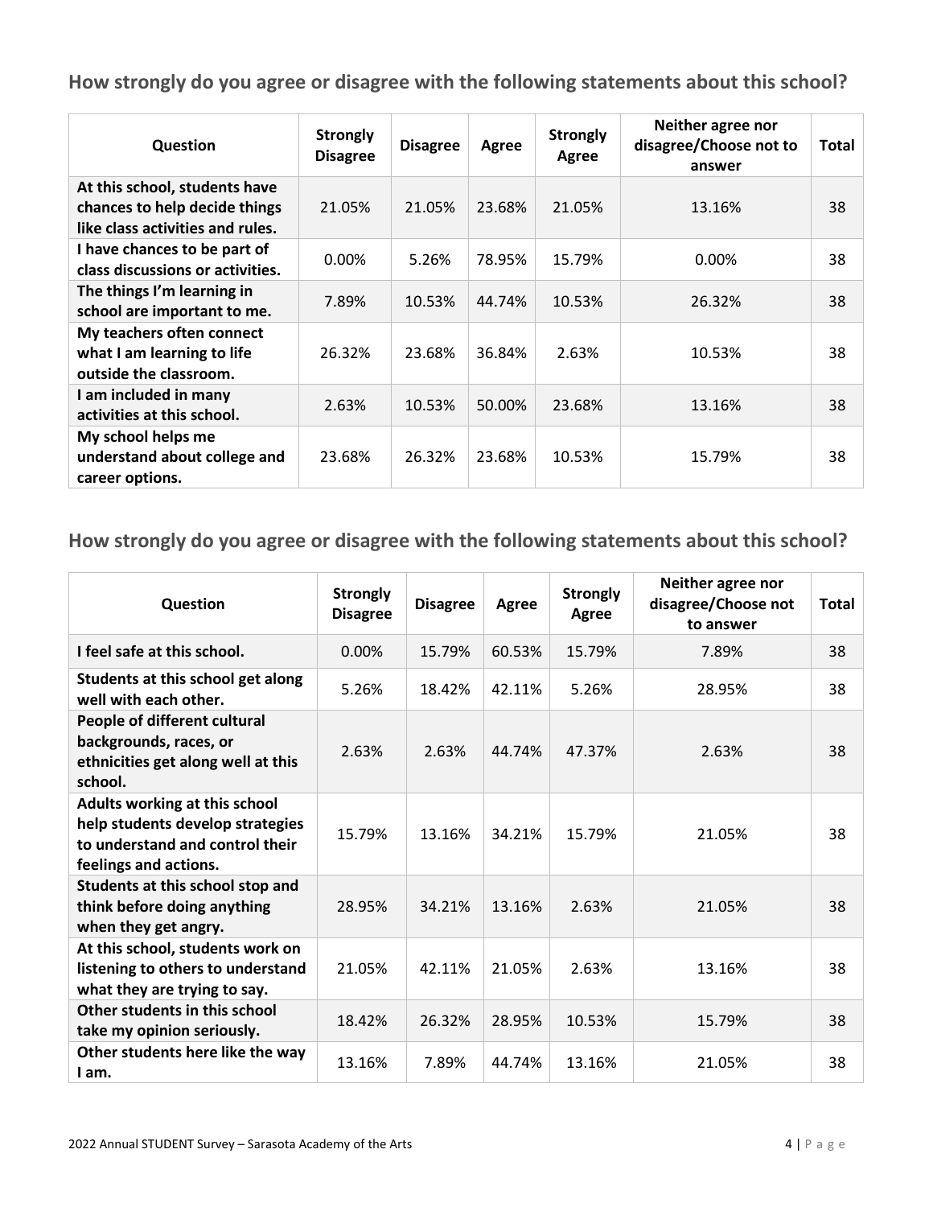## How strongly do you agree or disagree with the following statements about this school?

| Question | Strongly Disagree | Disagree | Agree | Strongly Agree | Neither agree nor disagree/Choose not to answer | Total |
|---|---|---|---|---|---|---|
| At this school, students have chances to help decide things like class activities and rules. | 21.05% | 21.05% | 23.68% | 21.05% | 13.16% | 38 |
| I have chances to be part of class discussions or activities. | 0.00% | 5.26% | 78.95% | 15.79% | 0.00% | 38 |
| The things I'm learning in school are important to me. | 7.89% | 10.53% | 44.74% | 10.53% | 26.32% | 38 |
| My teachers often connect what I am learning to life outside the classroom. | 26.32% | 23.68% | 36.84% | 2.63% | 10.53% | 38 |
| I am included in many activities at this school. | 2.63% | 10.53% | 50.00% | 23.68% | 13.16% | 38 |
| My school helps me understand about college and career options. | 23.68% | 26.32% | 23.68% | 10.53% | 15.79% | 38 |

## How strongly do you agree or disagree with the following statements about this school?

| Question | Strongly Disagree | Disagree | Agree | Strongly Agree | Neither agree nor disagree/Choose not to answer | Total |
|---|---|---|---|---|---|---|
| I feel safe at this school. | 0.00% | 15.79% | 60.53% | 15.79% | 7.89% | 38 |
| Students at this school get along well with each other. | 5.26% | 18.42% | 42.11% | 5.26% | 28.95% | 38 |
| People of different cultural backgrounds, races, or ethnicities get along well at this school. | 2.63% | 2.63% | 44.74% | 47.37% | 2.63% | 38 |
| Adults working at this school help students develop strategies to understand and control their feelings and actions. | 15.79% | 13.16% | 34.21% | 15.79% | 21.05% | 38 |
| Students at this school stop and think before doing anything when they get angry. | 28.95% | 34.21% | 13.16% | 2.63% | 21.05% | 38 |
| At this school, students work on listening to others to understand what they are trying to say. | 21.05% | 42.11% | 21.05% | 2.63% | 13.16% | 38 |
| Other students in this school take my opinion seriously. | 18.42% | 26.32% | 28.95% | 10.53% | 15.79% | 38 |
| Other students here like the way I am. | 13.16% | 7.89% | 44.74% | 13.16% | 21.05% | 38 |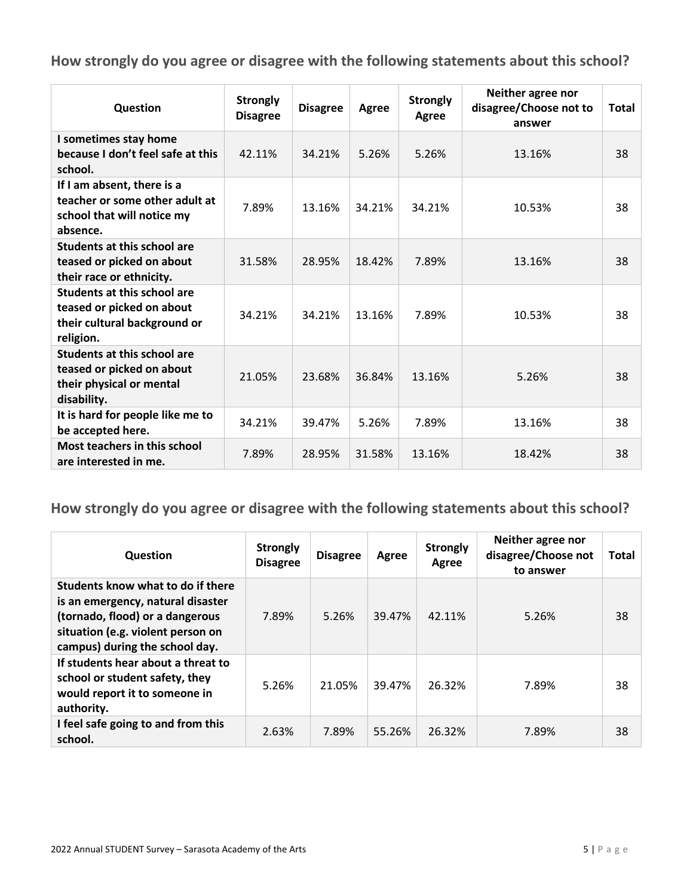## How strongly do you agree or disagree with the following statements about this school?

| Question | Strongly Disagree | Disagree | Agree | Strongly Agree | Neither agree nor disagree/Choose not to answer | Total |
|---|---|---|---|---|---|---|
| I sometimes stay home because I don't feel safe at this school. | 42.11% | 34.21% | 5.26% | 5.26% | 13.16% | 38 |
| If I am absent, there is a teacher or some other adult at school that will notice my absence. | 7.89% | 13.16% | 34.21% | 34.21% | 10.53% | 38 |
| Students at this school are teased or picked on about their race or ethnicity. | 31.58% | 28.95% | 18.42% | 7.89% | 13.16% | 38 |
| Students at this school are teased or picked on about their cultural background or religion. | 34.21% | 34.21% | 13.16% | 7.89% | 10.53% | 38 |
| Students at this school are teased or picked on about their physical or mental disability. | 21.05% | 23.68% | 36.84% | 13.16% | 5.26% | 38 |
| It is hard for people like me to be accepted here. | 34.21% | 39.47% | 5.26% | 7.89% | 13.16% | 38 |
| Most teachers in this school are interested in me. | 7.89% | 28.95% | 31.58% | 13.16% | 18.42% | 38 |

## How strongly do you agree or disagree with the following statements about this school?

| Question | Strongly Disagree | Disagree | Agree | Strongly Agree | Neither agree nor disagree/Choose not to answer | Total |
|---|---|---|---|---|---|---|
| Students know what to do if there is an emergency, natural disaster (tornado, flood) or a dangerous situation (e.g. violent person on campus) during the school day. | 7.89% | 5.26% | 39.47% | 42.11% | 5.26% | 38 |
| If students hear about a threat to school or student safety, they would report it to someone in authority. | 5.26% | 21.05% | 39.47% | 26.32% | 7.89% | 38 |
| I feel safe going to and from this school. | 2.63% | 7.89% | 55.26% | 26.32% | 7.89% | 38 |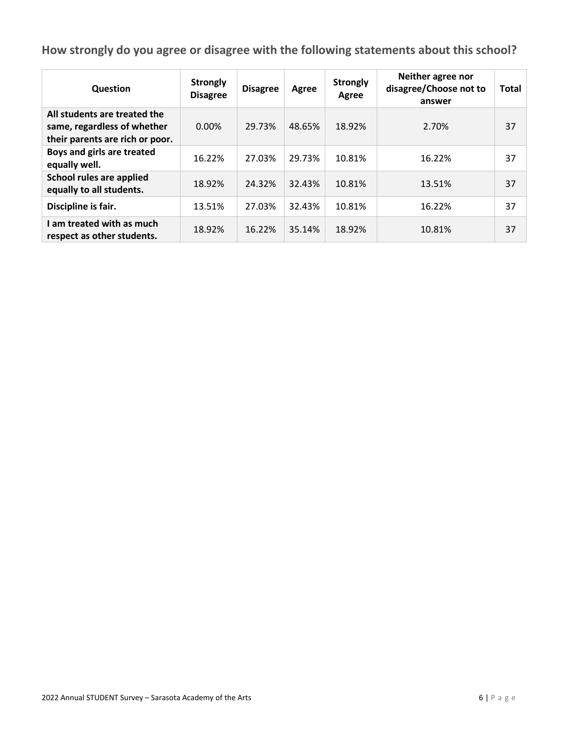## How strongly do you agree or disagree with the following statements about this school?

| Question | Strongly Disagree | Disagree | Agree | Strongly Agree | Neither agree nor disagree/Choose not to answer | Total |
|---|---|---|---|---|---|---|
| **All students are treated the same, regardless of whether their parents are rich or poor.** | 0.00% | 29.73% | 48.65% | 18.92% | 2.70% | 37 |
| **Boys and girls are treated equally well.** | 16.22% | 27.03% | 29.73% | 10.81% | 16.22% | 37 |
| **School rules are applied equally to all students.** | 18.92% | 24.32% | 32.43% | 10.81% | 13.51% | 37 |
| **Discipline is fair.** | 13.51% | 27.03% | 32.43% | 10.81% | 16.22% | 37 |
| **I am treated with as much respect as other students.** | 18.92% | 16.22% | 35.14% | 18.92% | 10.81% | 37 |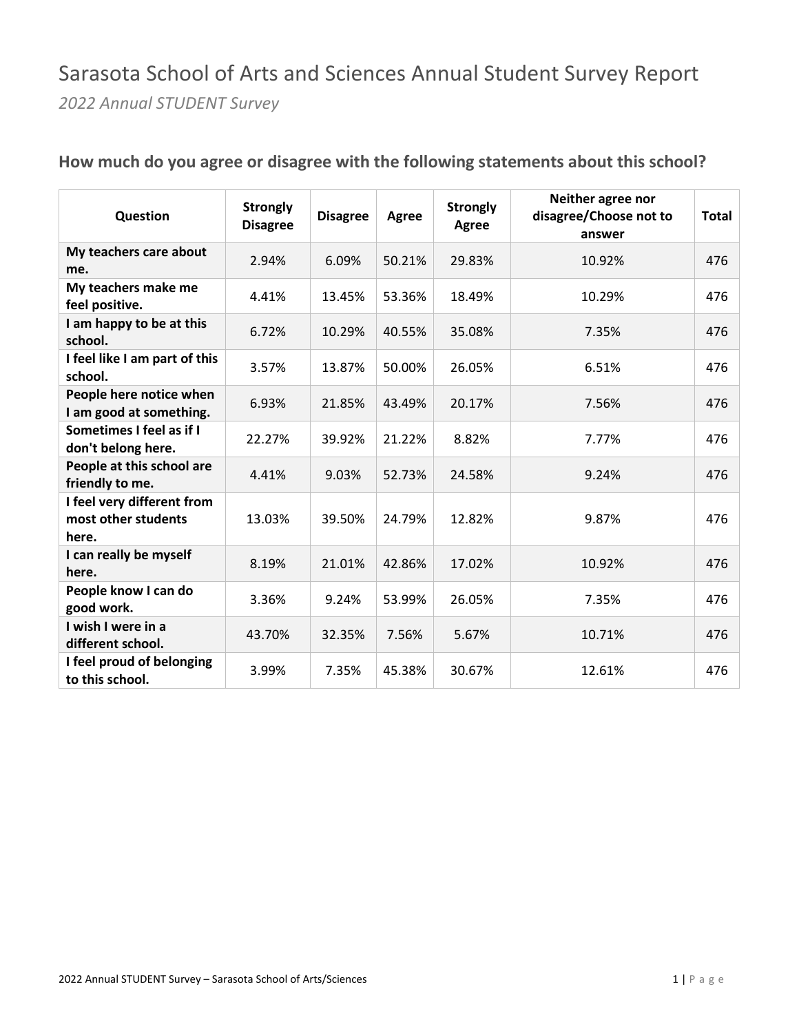# Sarasota School of Arts and Sciences Annual Student Survey Report

*2022 Annual STUDENT Survey*

### How much do you agree or disagree with the following statements about this school?

| Question | Strongly Disagree | Disagree | Agree | Strongly Agree | Neither agree nor disagree/Choose not to answer | Total |
|---|---|---|---|---|---|---|
| **My teachers care about me.** | 2.94% | 6.09% | 50.21% | 29.83% | 10.92% | 476 |
| **My teachers make me feel positive.** | 4.41% | 13.45% | 53.36% | 18.49% | 10.29% | 476 |
| **I am happy to be at this school.** | 6.72% | 10.29% | 40.55% | 35.08% | 7.35% | 476 |
| **I feel like I am part of this school.** | 3.57% | 13.87% | 50.00% | 26.05% | 6.51% | 476 |
| **People here notice when I am good at something.** | 6.93% | 21.85% | 43.49% | 20.17% | 7.56% | 476 |
| **Sometimes I feel as if I don't belong here.** | 22.27% | 39.92% | 21.22% | 8.82% | 7.77% | 476 |
| **People at this school are friendly to me.** | 4.41% | 9.03% | 52.73% | 24.58% | 9.24% | 476 |
| **I feel very different from most other students here.** | 13.03% | 39.50% | 24.79% | 12.82% | 9.87% | 476 |
| **I can really be myself here.** | 8.19% | 21.01% | 42.86% | 17.02% | 10.92% | 476 |
| **People know I can do good work.** | 3.36% | 9.24% | 53.99% | 26.05% | 7.35% | 476 |
| **I wish I were in a different school.** | 43.70% | 32.35% | 7.56% | 5.67% | 10.71% | 476 |
| **I feel proud of belonging to this school.** | 3.99% | 7.35% | 45.38% | 30.67% | 12.61% | 476 |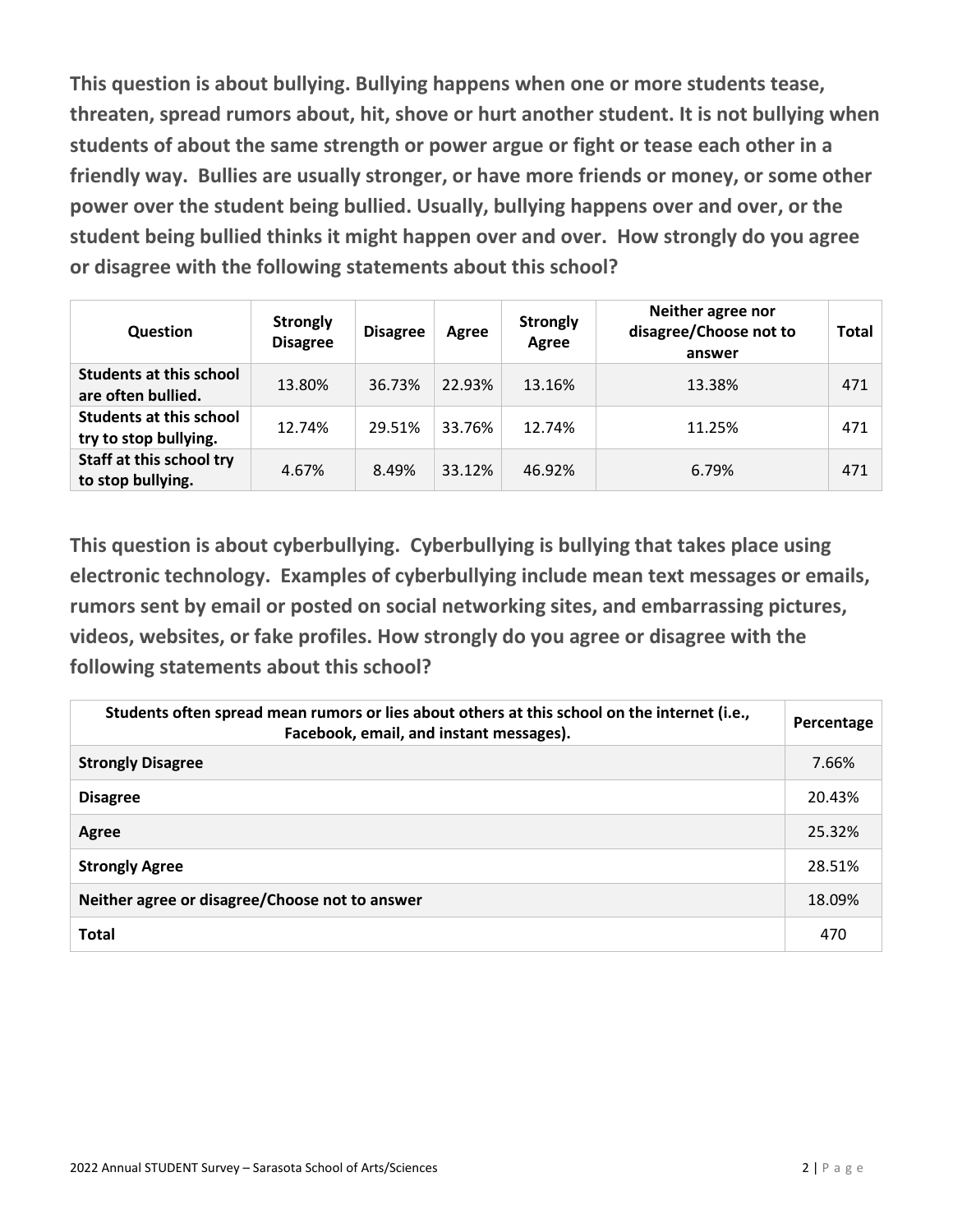**This question is about bullying. Bullying happens when one or more students tease, threaten, spread rumors about, hit, shove or hurt another student. It is not bullying when students of about the same strength or power argue or fight or tease each other in a friendly way. Bullies are usually stronger, or have more friends or money, or some other power over the student being bullied. Usually, bullying happens over and over, or the student being bullied thinks it might happen over and over. How strongly do you agree or disagree with the following statements about this school?**

| Question | Strongly Disagree | Disagree | Agree | Strongly Agree | Neither agree nor disagree/Choose not to answer | Total |
|---|---|---|---|---|---|---|
| **Students at this school are often bullied.** | 13.80% | 36.73% | 22.93% | 13.16% | 13.38% | 471 |
| **Students at this school try to stop bullying.** | 12.74% | 29.51% | 33.76% | 12.74% | 11.25% | 471 |
| **Staff at this school try to stop bullying.** | 4.67% | 8.49% | 33.12% | 46.92% | 6.79% | 471 |

**This question is about cyberbullying. Cyberbullying is bullying that takes place using electronic technology. Examples of cyberbullying include mean text messages or emails, rumors sent by email or posted on social networking sites, and embarrassing pictures, videos, websites, or fake profiles. How strongly do you agree or disagree with the following statements about this school?**

| Students often spread mean rumors or lies about others at this school on the internet (i.e., Facebook, email, and instant messages). | Percentage |
|---|---|
| **Strongly Disagree** | 7.66% |
| **Disagree** | 20.43% |
| **Agree** | 25.32% |
| **Strongly Agree** | 28.51% |
| **Neither agree or disagree/Choose not to answer** | 18.09% |
| **Total** | 470 |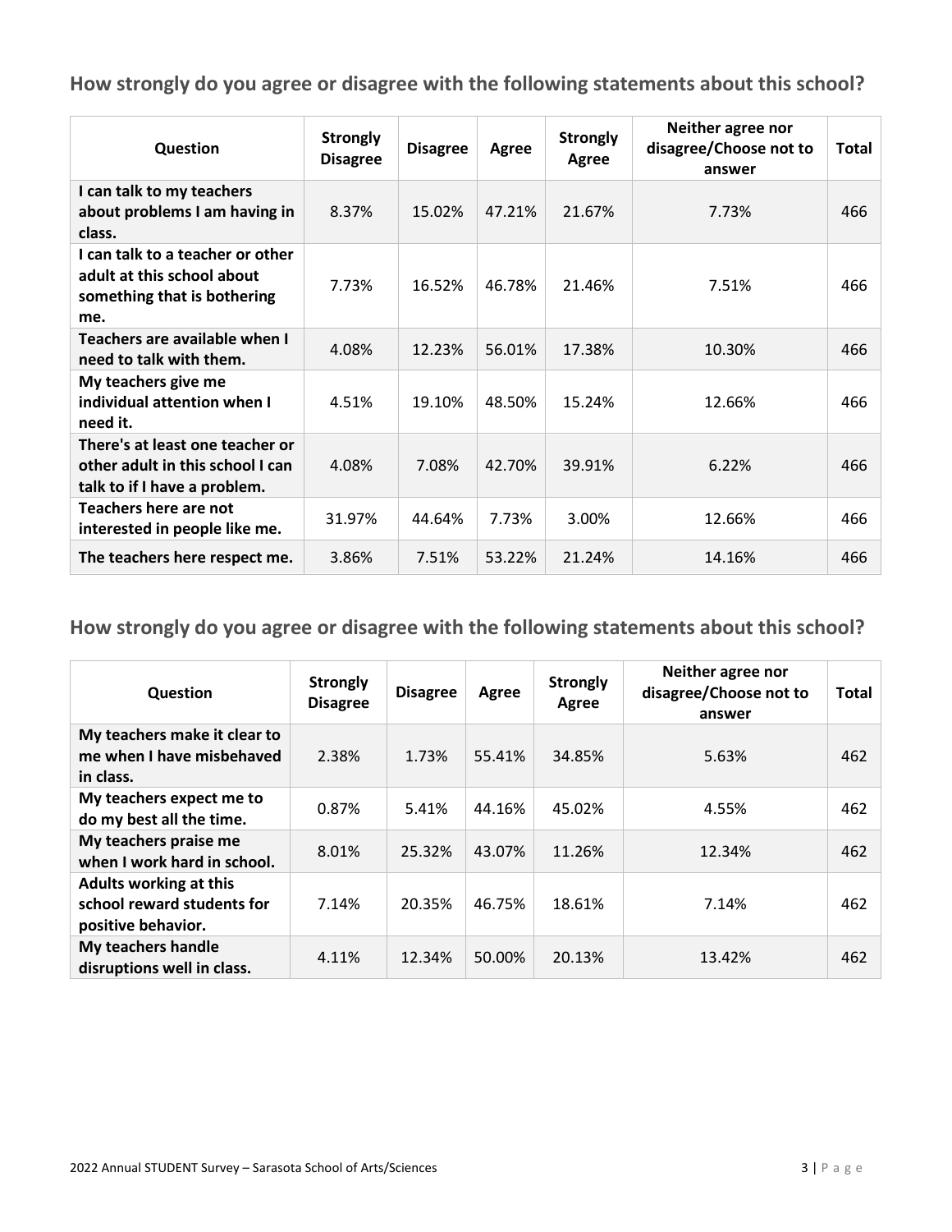## How strongly do you agree or disagree with the following statements about this school?

| Question | Strongly Disagree | Disagree | Agree | Strongly Agree | Neither agree nor disagree/Choose not to answer | Total |
| --- | --- | --- | --- | --- | --- | --- |
| I can talk to my teachers about problems I am having in class. | 8.37% | 15.02% | 47.21% | 21.67% | 7.73% | 466 |
| I can talk to a teacher or other adult at this school about something that is bothering me. | 7.73% | 16.52% | 46.78% | 21.46% | 7.51% | 466 |
| Teachers are available when I need to talk with them. | 4.08% | 12.23% | 56.01% | 17.38% | 10.30% | 466 |
| My teachers give me individual attention when I need it. | 4.51% | 19.10% | 48.50% | 15.24% | 12.66% | 466 |
| There's at least one teacher or other adult in this school I can talk to if I have a problem. | 4.08% | 7.08% | 42.70% | 39.91% | 6.22% | 466 |
| Teachers here are not interested in people like me. | 31.97% | 44.64% | 7.73% | 3.00% | 12.66% | 466 |
| The teachers here respect me. | 3.86% | 7.51% | 53.22% | 21.24% | 14.16% | 466 |

## How strongly do you agree or disagree with the following statements about this school?

| Question | Strongly Disagree | Disagree | Agree | Strongly Agree | Neither agree nor disagree/Choose not to answer | Total |
| --- | --- | --- | --- | --- | --- | --- |
| My teachers make it clear to me when I have misbehaved in class. | 2.38% | 1.73% | 55.41% | 34.85% | 5.63% | 462 |
| My teachers expect me to do my best all the time. | 0.87% | 5.41% | 44.16% | 45.02% | 4.55% | 462 |
| My teachers praise me when I work hard in school. | 8.01% | 25.32% | 43.07% | 11.26% | 12.34% | 462 |
| Adults working at this school reward students for positive behavior. | 7.14% | 20.35% | 46.75% | 18.61% | 7.14% | 462 |
| My teachers handle disruptions well in class. | 4.11% | 12.34% | 50.00% | 20.13% | 13.42% | 462 |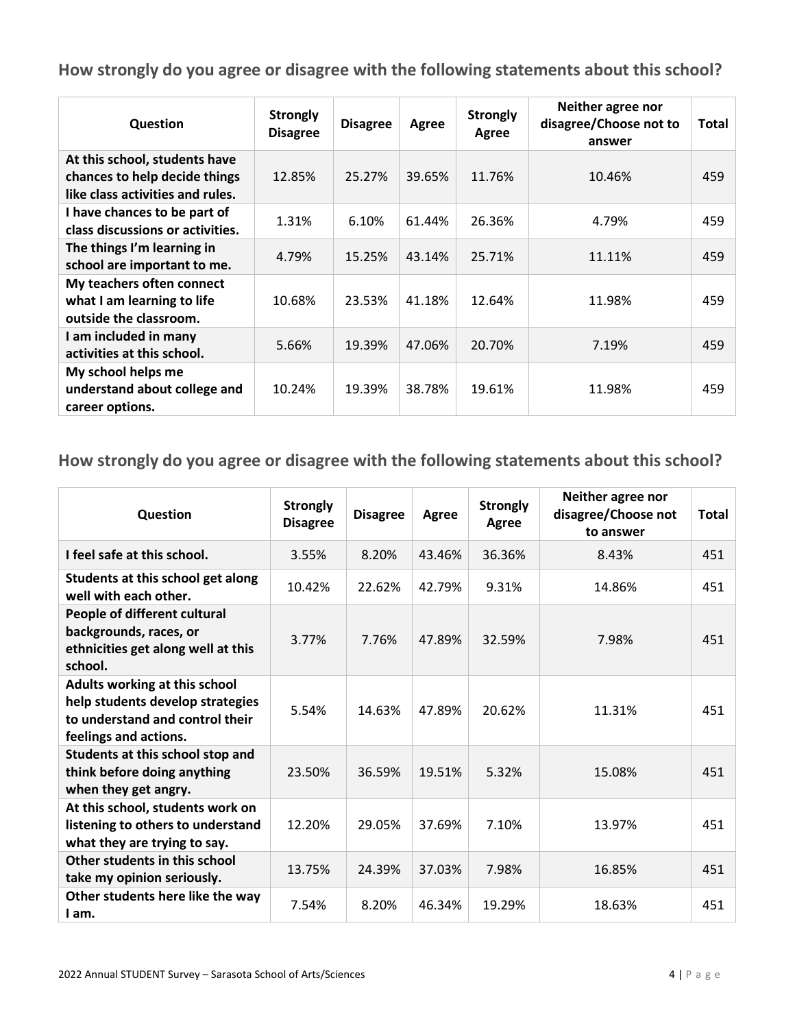## How strongly do you agree or disagree with the following statements about this school?

| Question | Strongly Disagree | Disagree | Agree | Strongly Agree | Neither agree nor disagree/Choose not to answer | Total |
|---|---|---|---|---|---|---|
| At this school, students have chances to help decide things like class activities and rules. | 12.85% | 25.27% | 39.65% | 11.76% | 10.46% | 459 |
| I have chances to be part of class discussions or activities. | 1.31% | 6.10% | 61.44% | 26.36% | 4.79% | 459 |
| The things I'm learning in school are important to me. | 4.79% | 15.25% | 43.14% | 25.71% | 11.11% | 459 |
| My teachers often connect what I am learning to life outside the classroom. | 10.68% | 23.53% | 41.18% | 12.64% | 11.98% | 459 |
| I am included in many activities at this school. | 5.66% | 19.39% | 47.06% | 20.70% | 7.19% | 459 |
| My school helps me understand about college and career options. | 10.24% | 19.39% | 38.78% | 19.61% | 11.98% | 459 |

## How strongly do you agree or disagree with the following statements about this school?

| Question | Strongly Disagree | Disagree | Agree | Strongly Agree | Neither agree nor disagree/Choose not to answer | Total |
|---|---|---|---|---|---|---|
| I feel safe at this school. | 3.55% | 8.20% | 43.46% | 36.36% | 8.43% | 451 |
| Students at this school get along well with each other. | 10.42% | 22.62% | 42.79% | 9.31% | 14.86% | 451 |
| People of different cultural backgrounds, races, or ethnicities get along well at this school. | 3.77% | 7.76% | 47.89% | 32.59% | 7.98% | 451 |
| Adults working at this school help students develop strategies to understand and control their feelings and actions. | 5.54% | 14.63% | 47.89% | 20.62% | 11.31% | 451 |
| Students at this school stop and think before doing anything when they get angry. | 23.50% | 36.59% | 19.51% | 5.32% | 15.08% | 451 |
| At this school, students work on listening to others to understand what they are trying to say. | 12.20% | 29.05% | 37.69% | 7.10% | 13.97% | 451 |
| Other students in this school take my opinion seriously. | 13.75% | 24.39% | 37.03% | 7.98% | 16.85% | 451 |
| Other students here like the way I am. | 7.54% | 8.20% | 46.34% | 19.29% | 18.63% | 451 |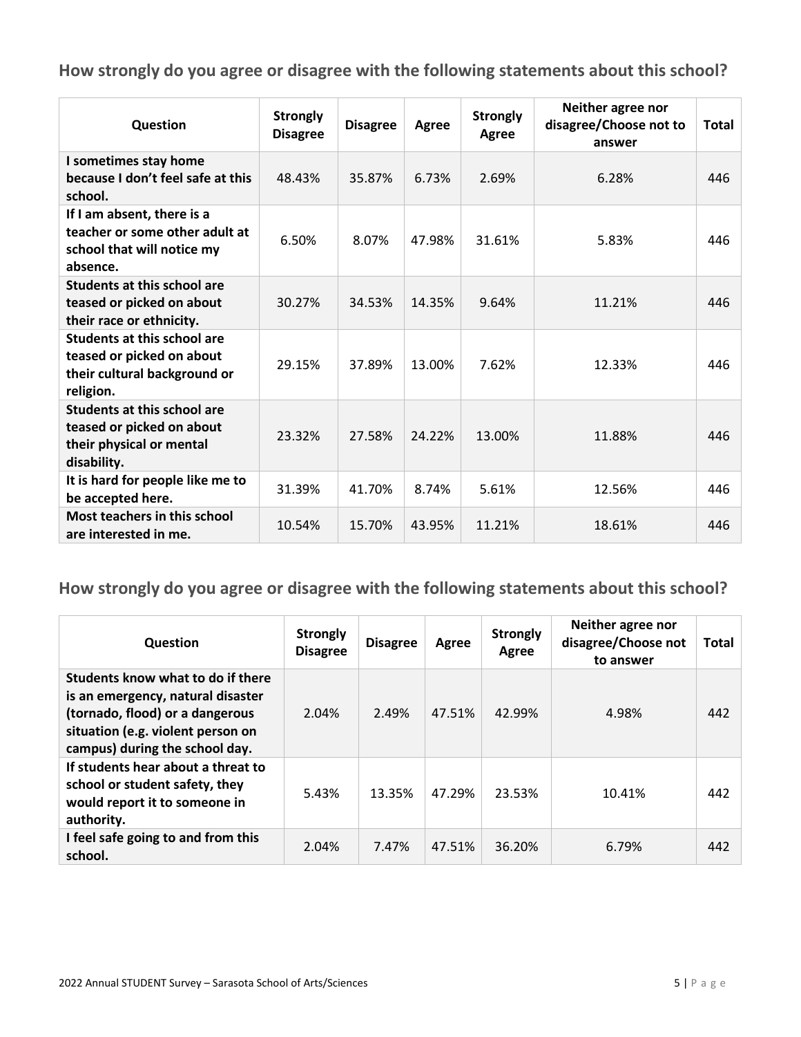## How strongly do you agree or disagree with the following statements about this school?

| Question | Strongly Disagree | Disagree | Agree | Strongly Agree | Neither agree nor disagree/Choose not to answer | Total |
|---|---|---|---|---|---|---|
| I sometimes stay home because I don't feel safe at this school. | 48.43% | 35.87% | 6.73% | 2.69% | 6.28% | 446 |
| If I am absent, there is a teacher or some other adult at school that will notice my absence. | 6.50% | 8.07% | 47.98% | 31.61% | 5.83% | 446 |
| Students at this school are teased or picked on about their race or ethnicity. | 30.27% | 34.53% | 14.35% | 9.64% | 11.21% | 446 |
| Students at this school are teased or picked on about their cultural background or religion. | 29.15% | 37.89% | 13.00% | 7.62% | 12.33% | 446 |
| Students at this school are teased or picked on about their physical or mental disability. | 23.32% | 27.58% | 24.22% | 13.00% | 11.88% | 446 |
| It is hard for people like me to be accepted here. | 31.39% | 41.70% | 8.74% | 5.61% | 12.56% | 446 |
| Most teachers in this school are interested in me. | 10.54% | 15.70% | 43.95% | 11.21% | 18.61% | 446 |

## How strongly do you agree or disagree with the following statements about this school?

| Question | Strongly Disagree | Disagree | Agree | Strongly Agree | Neither agree nor disagree/Choose not to answer | Total |
|---|---|---|---|---|---|---|
| Students know what to do if there is an emergency, natural disaster (tornado, flood) or a dangerous situation (e.g. violent person on campus) during the school day. | 2.04% | 2.49% | 47.51% | 42.99% | 4.98% | 442 |
| If students hear about a threat to school or student safety, they would report it to someone in authority. | 5.43% | 13.35% | 47.29% | 23.53% | 10.41% | 442 |
| I feel safe going to and from this school. | 2.04% | 7.47% | 47.51% | 36.20% | 6.79% | 442 |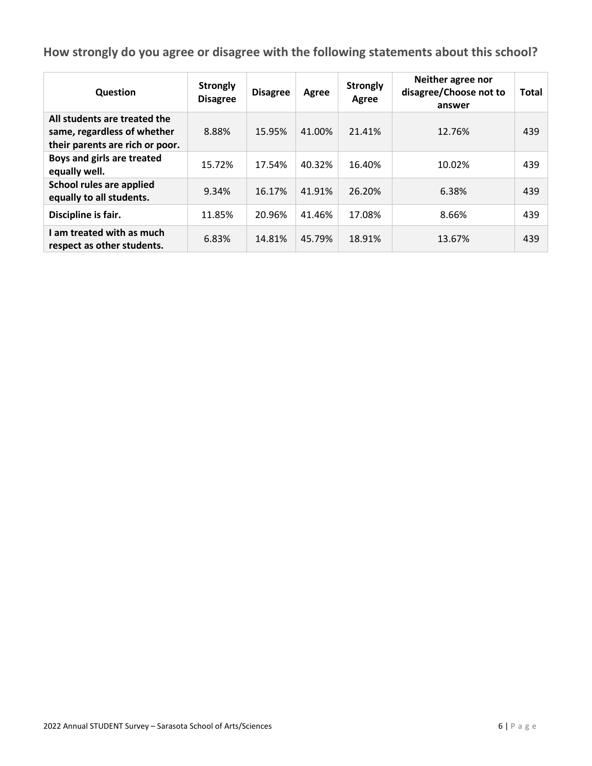## How strongly do you agree or disagree with the following statements about this school?

| Question | Strongly Disagree | Disagree | Agree | Strongly Agree | Neither agree nor disagree/Choose not to answer | Total |
|---|---|---|---|---|---|---|
| **All students are treated the same, regardless of whether their parents are rich or poor.** | 8.88% | 15.95% | 41.00% | 21.41% | 12.76% | 439 |
| **Boys and girls are treated equally well.** | 15.72% | 17.54% | 40.32% | 16.40% | 10.02% | 439 |
| **School rules are applied equally to all students.** | 9.34% | 16.17% | 41.91% | 26.20% | 6.38% | 439 |
| **Discipline is fair.** | 11.85% | 20.96% | 41.46% | 17.08% | 8.66% | 439 |
| **I am treated with as much respect as other students.** | 6.83% | 14.81% | 45.79% | 18.91% | 13.67% | 439 |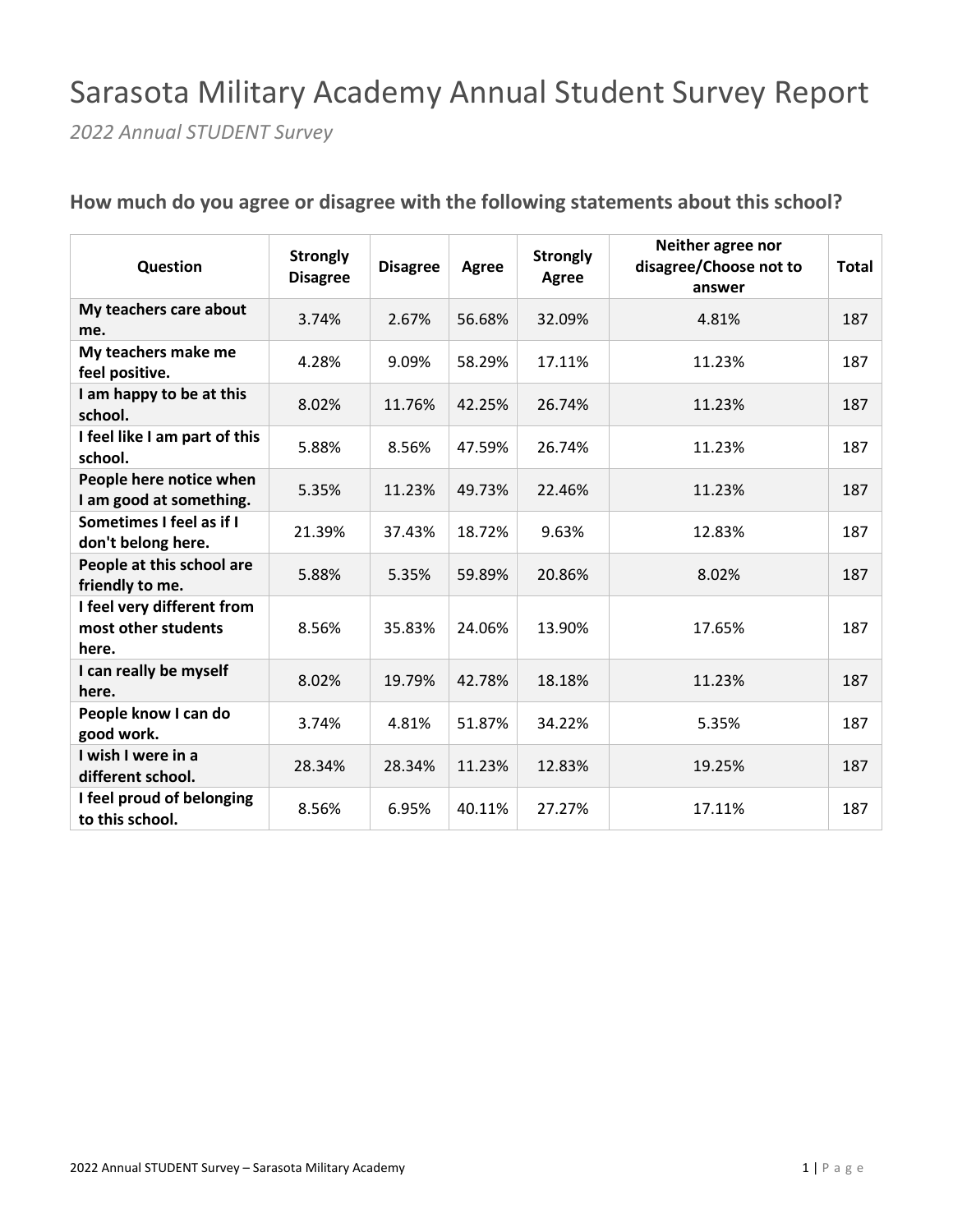# Sarasota Military Academy Annual Student Survey Report

*2022 Annual STUDENT Survey*

## How much do you agree or disagree with the following statements about this school?

| Question | Strongly Disagree | Disagree | Agree | Strongly Agree | Neither agree nor disagree/Choose not to answer | Total |
|---|---|---|---|---|---|---|
| **My teachers care about me.** | 3.74% | 2.67% | 56.68% | 32.09% | 4.81% | 187 |
| **My teachers make me feel positive.** | 4.28% | 9.09% | 58.29% | 17.11% | 11.23% | 187 |
| **I am happy to be at this school.** | 8.02% | 11.76% | 42.25% | 26.74% | 11.23% | 187 |
| **I feel like I am part of this school.** | 5.88% | 8.56% | 47.59% | 26.74% | 11.23% | 187 |
| **People here notice when I am good at something.** | 5.35% | 11.23% | 49.73% | 22.46% | 11.23% | 187 |
| **Sometimes I feel as if I don't belong here.** | 21.39% | 37.43% | 18.72% | 9.63% | 12.83% | 187 |
| **People at this school are friendly to me.** | 5.88% | 5.35% | 59.89% | 20.86% | 8.02% | 187 |
| **I feel very different from most other students here.** | 8.56% | 35.83% | 24.06% | 13.90% | 17.65% | 187 |
| **I can really be myself here.** | 8.02% | 19.79% | 42.78% | 18.18% | 11.23% | 187 |
| **People know I can do good work.** | 3.74% | 4.81% | 51.87% | 34.22% | 5.35% | 187 |
| **I wish I were in a different school.** | 28.34% | 28.34% | 11.23% | 12.83% | 19.25% | 187 |
| **I feel proud of belonging to this school.** | 8.56% | 6.95% | 40.11% | 27.27% | 17.11% | 187 |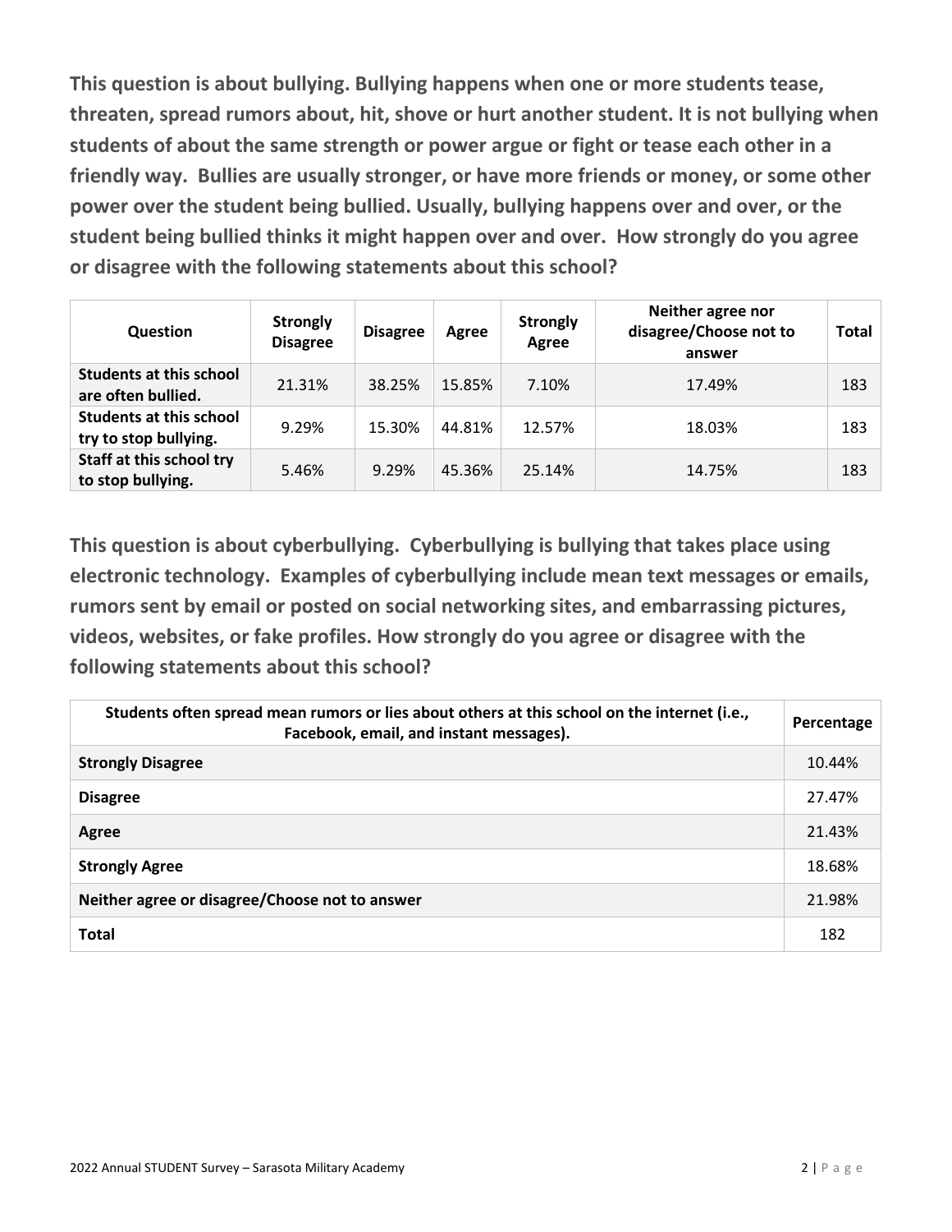**This question is about bullying. Bullying happens when one or more students tease, threaten, spread rumors about, hit, shove or hurt another student. It is not bullying when students of about the same strength or power argue or fight or tease each other in a friendly way. Bullies are usually stronger, or have more friends or money, or some other power over the student being bullied. Usually, bullying happens over and over, or the student being bullied thinks it might happen over and over. How strongly do you agree or disagree with the following statements about this school?**

| Question | Strongly Disagree | Disagree | Agree | Strongly Agree | Neither agree nor disagree/Choose not to answer | Total |
|---|---|---|---|---|---|---|
| **Students at this school are often bullied.** | 21.31% | 38.25% | 15.85% | 7.10% | 17.49% | 183 |
| **Students at this school try to stop bullying.** | 9.29% | 15.30% | 44.81% | 12.57% | 18.03% | 183 |
| **Staff at this school try to stop bullying.** | 5.46% | 9.29% | 45.36% | 25.14% | 14.75% | 183 |

**This question is about cyberbullying. Cyberbullying is bullying that takes place using electronic technology. Examples of cyberbullying include mean text messages or emails, rumors sent by email or posted on social networking sites, and embarrassing pictures, videos, websites, or fake profiles. How strongly do you agree or disagree with the following statements about this school?**

| Students often spread mean rumors or lies about others at this school on the internet (i.e., Facebook, email, and instant messages). | Percentage |
|---|---|
| **Strongly Disagree** | 10.44% |
| **Disagree** | 27.47% |
| **Agree** | 21.43% |
| **Strongly Agree** | 18.68% |
| **Neither agree or disagree/Choose not to answer** | 21.98% |
| **Total** | 182 |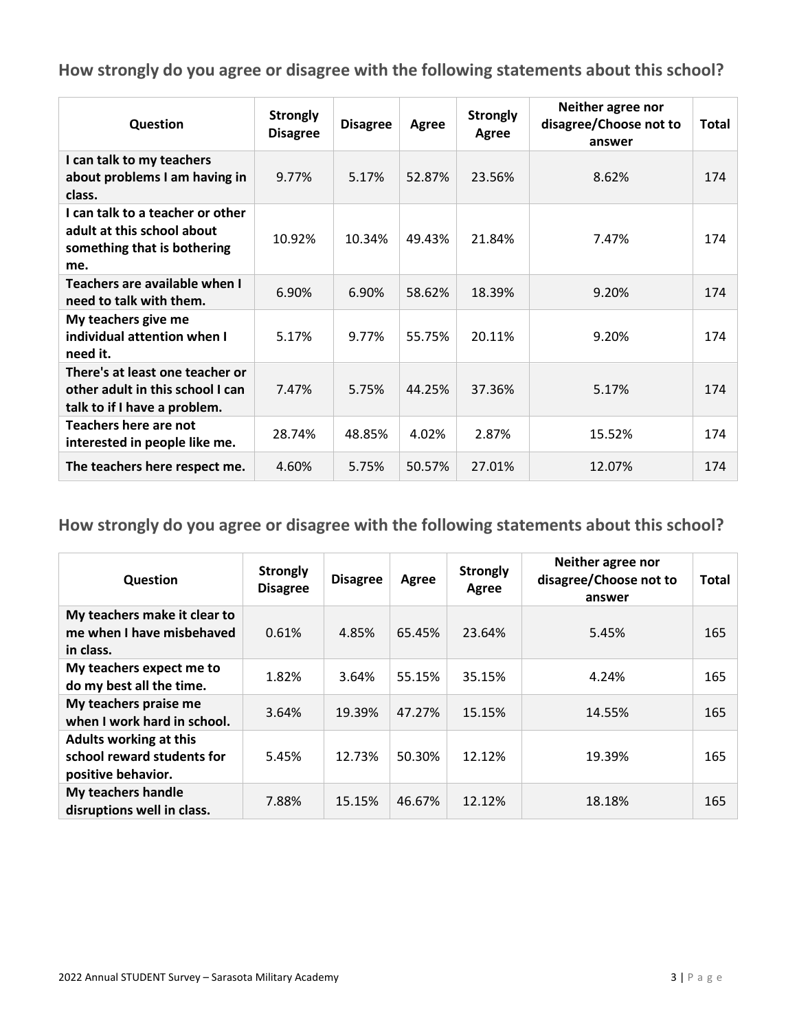## How strongly do you agree or disagree with the following statements about this school?

| Question | Strongly Disagree | Disagree | Agree | Strongly Agree | Neither agree nor disagree/Choose not to answer | Total |
|---|---|---|---|---|---|---|
| **I can talk to my teachers about problems I am having in class.** | 9.77% | 5.17% | 52.87% | 23.56% | 8.62% | 174 |
| **I can talk to a teacher or other adult at this school about something that is bothering me.** | 10.92% | 10.34% | 49.43% | 21.84% | 7.47% | 174 |
| **Teachers are available when I need to talk with them.** | 6.90% | 6.90% | 58.62% | 18.39% | 9.20% | 174 |
| **My teachers give me individual attention when I need it.** | 5.17% | 9.77% | 55.75% | 20.11% | 9.20% | 174 |
| **There's at least one teacher or other adult in this school I can talk to if I have a problem.** | 7.47% | 5.75% | 44.25% | 37.36% | 5.17% | 174 |
| **Teachers here are not interested in people like me.** | 28.74% | 48.85% | 4.02% | 2.87% | 15.52% | 174 |
| **The teachers here respect me.** | 4.60% | 5.75% | 50.57% | 27.01% | 12.07% | 174 |

## How strongly do you agree or disagree with the following statements about this school?

| Question | Strongly Disagree | Disagree | Agree | Strongly Agree | Neither agree nor disagree/Choose not to answer | Total |
|---|---|---|---|---|---|---|
| **My teachers make it clear to me when I have misbehaved in class.** | 0.61% | 4.85% | 65.45% | 23.64% | 5.45% | 165 |
| **My teachers expect me to do my best all the time.** | 1.82% | 3.64% | 55.15% | 35.15% | 4.24% | 165 |
| **My teachers praise me when I work hard in school.** | 3.64% | 19.39% | 47.27% | 15.15% | 14.55% | 165 |
| **Adults working at this school reward students for positive behavior.** | 5.45% | 12.73% | 50.30% | 12.12% | 19.39% | 165 |
| **My teachers handle disruptions well in class.** | 7.88% | 15.15% | 46.67% | 12.12% | 18.18% | 165 |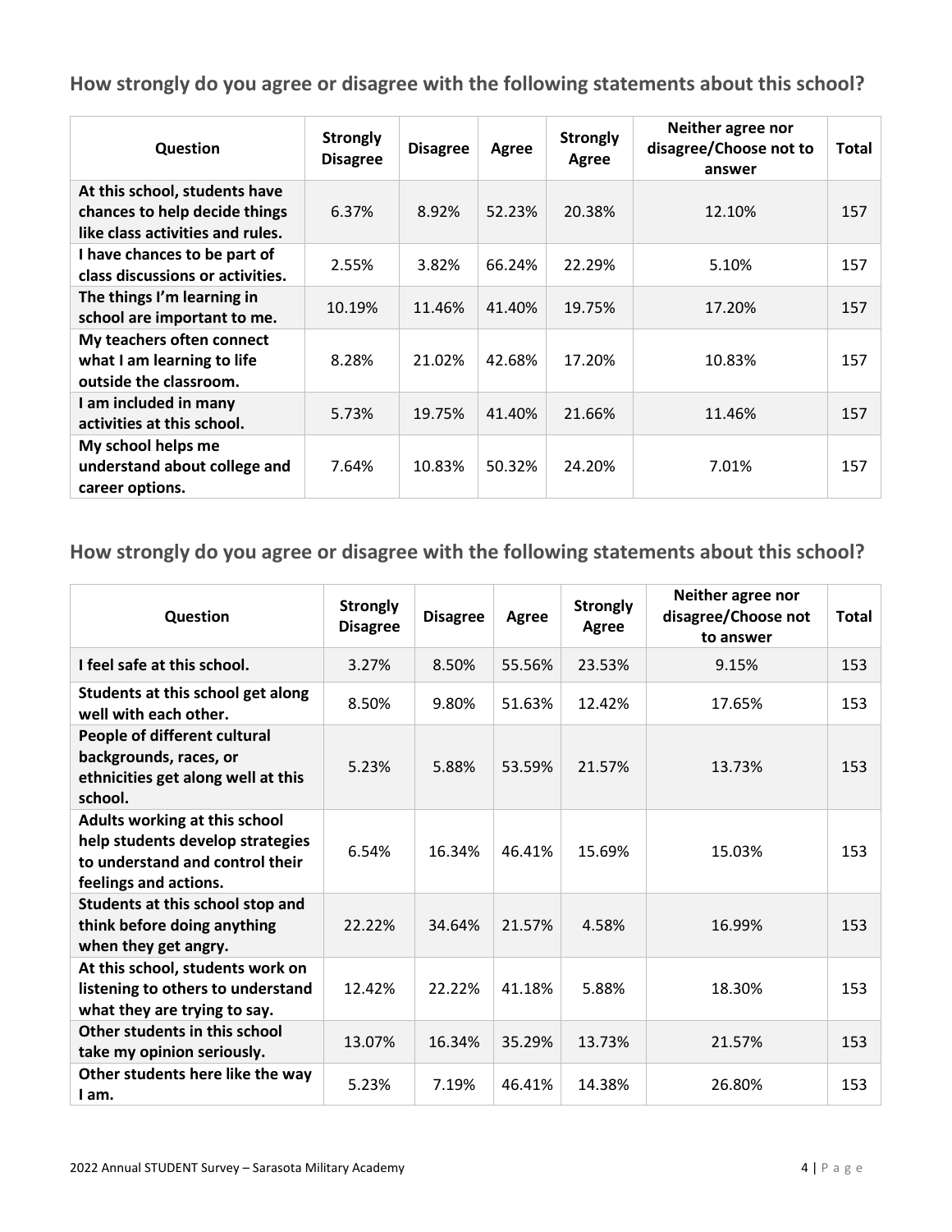## How strongly do you agree or disagree with the following statements about this school?

| Question | Strongly Disagree | Disagree | Agree | Strongly Agree | Neither agree nor disagree/Choose not to answer | Total |
|---|---|---|---|---|---|---|
| At this school, students have chances to help decide things like class activities and rules. | 6.37% | 8.92% | 52.23% | 20.38% | 12.10% | 157 |
| I have chances to be part of class discussions or activities. | 2.55% | 3.82% | 66.24% | 22.29% | 5.10% | 157 |
| The things I'm learning in school are important to me. | 10.19% | 11.46% | 41.40% | 19.75% | 17.20% | 157 |
| My teachers often connect what I am learning to life outside the classroom. | 8.28% | 21.02% | 42.68% | 17.20% | 10.83% | 157 |
| I am included in many activities at this school. | 5.73% | 19.75% | 41.40% | 21.66% | 11.46% | 157 |
| My school helps me understand about college and career options. | 7.64% | 10.83% | 50.32% | 24.20% | 7.01% | 157 |

## How strongly do you agree or disagree with the following statements about this school?

| Question | Strongly Disagree | Disagree | Agree | Strongly Agree | Neither agree nor disagree/Choose not to answer | Total |
|---|---|---|---|---|---|---|
| I feel safe at this school. | 3.27% | 8.50% | 55.56% | 23.53% | 9.15% | 153 |
| Students at this school get along well with each other. | 8.50% | 9.80% | 51.63% | 12.42% | 17.65% | 153 |
| People of different cultural backgrounds, races, or ethnicities get along well at this school. | 5.23% | 5.88% | 53.59% | 21.57% | 13.73% | 153 |
| Adults working at this school help students develop strategies to understand and control their feelings and actions. | 6.54% | 16.34% | 46.41% | 15.69% | 15.03% | 153 |
| Students at this school stop and think before doing anything when they get angry. | 22.22% | 34.64% | 21.57% | 4.58% | 16.99% | 153 |
| At this school, students work on listening to others to understand what they are trying to say. | 12.42% | 22.22% | 41.18% | 5.88% | 18.30% | 153 |
| Other students in this school take my opinion seriously. | 13.07% | 16.34% | 35.29% | 13.73% | 21.57% | 153 |
| Other students here like the way I am. | 5.23% | 7.19% | 46.41% | 14.38% | 26.80% | 153 |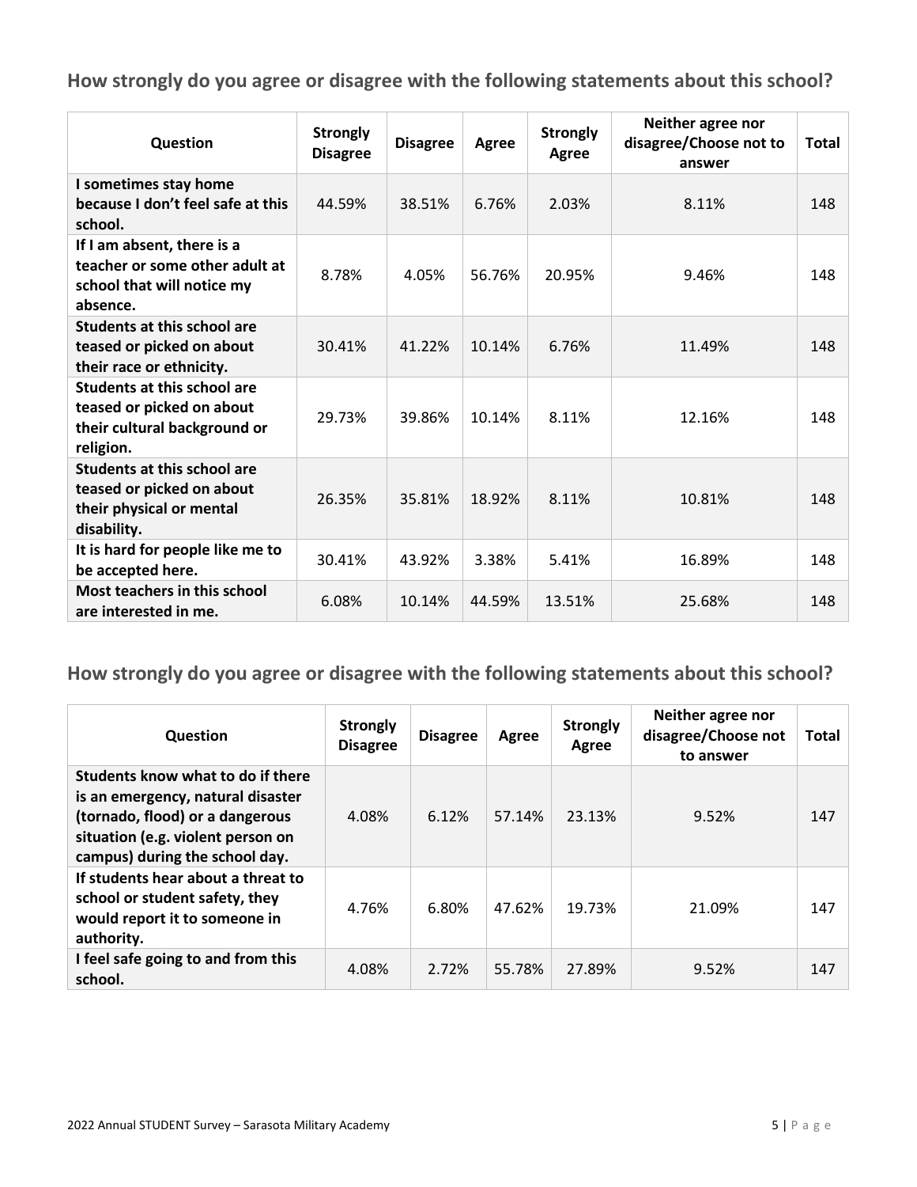## How strongly do you agree or disagree with the following statements about this school?

| Question | Strongly Disagree | Disagree | Agree | Strongly Agree | Neither agree nor disagree/Choose not to answer | Total |
|---|---|---|---|---|---|---|
| **I sometimes stay home because I don't feel safe at this school.** | 44.59% | 38.51% | 6.76% | 2.03% | 8.11% | 148 |
| **If I am absent, there is a teacher or some other adult at school that will notice my absence.** | 8.78% | 4.05% | 56.76% | 20.95% | 9.46% | 148 |
| **Students at this school are teased or picked on about their race or ethnicity.** | 30.41% | 41.22% | 10.14% | 6.76% | 11.49% | 148 |
| **Students at this school are teased or picked on about their cultural background or religion.** | 29.73% | 39.86% | 10.14% | 8.11% | 12.16% | 148 |
| **Students at this school are teased or picked on about their physical or mental disability.** | 26.35% | 35.81% | 18.92% | 8.11% | 10.81% | 148 |
| **It is hard for people like me to be accepted here.** | 30.41% | 43.92% | 3.38% | 5.41% | 16.89% | 148 |
| **Most teachers in this school are interested in me.** | 6.08% | 10.14% | 44.59% | 13.51% | 25.68% | 148 |

## How strongly do you agree or disagree with the following statements about this school?

| Question | Strongly Disagree | Disagree | Agree | Strongly Agree | Neither agree nor disagree/Choose not to answer | Total |
|---|---|---|---|---|---|---|
| **Students know what to do if there is an emergency, natural disaster (tornado, flood) or a dangerous situation (e.g. violent person on campus) during the school day.** | 4.08% | 6.12% | 57.14% | 23.13% | 9.52% | 147 |
| **If students hear about a threat to school or student safety, they would report it to someone in authority.** | 4.76% | 6.80% | 47.62% | 19.73% | 21.09% | 147 |
| **I feel safe going to and from this school.** | 4.08% | 2.72% | 55.78% | 27.89% | 9.52% | 147 |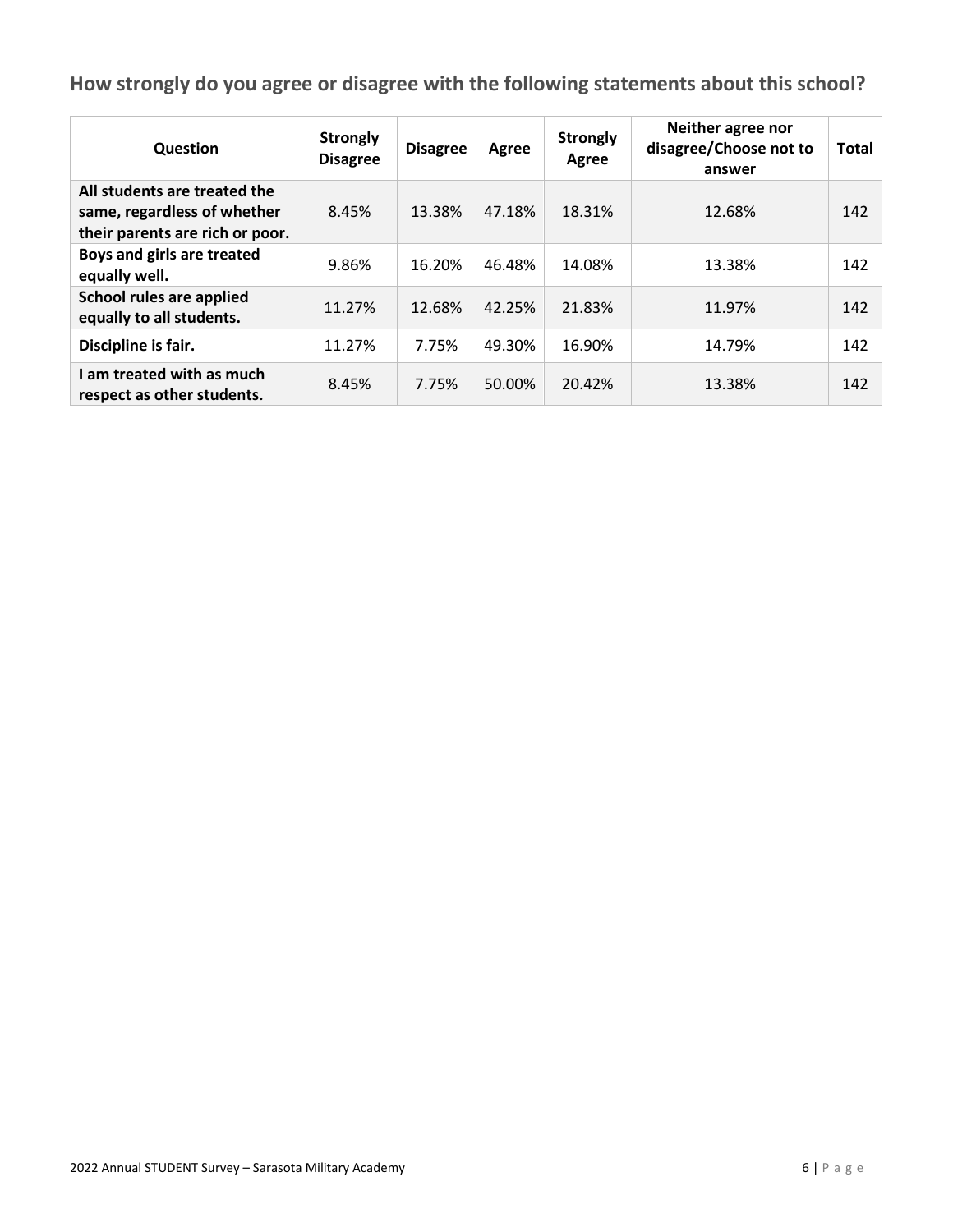## How strongly do you agree or disagree with the following statements about this school?

| Question | Strongly Disagree | Disagree | Agree | Strongly Agree | Neither agree nor disagree/Choose not to answer | Total |
|---|---|---|---|---|---|---|
| **All students are treated the same, regardless of whether their parents are rich or poor.** | 8.45% | 13.38% | 47.18% | 18.31% | 12.68% | 142 |
| **Boys and girls are treated equally well.** | 9.86% | 16.20% | 46.48% | 14.08% | 13.38% | 142 |
| **School rules are applied equally to all students.** | 11.27% | 12.68% | 42.25% | 21.83% | 11.97% | 142 |
| **Discipline is fair.** | 11.27% | 7.75% | 49.30% | 16.90% | 14.79% | 142 |
| **I am treated with as much respect as other students.** | 8.45% | 7.75% | 50.00% | 20.42% | 13.38% | 142 |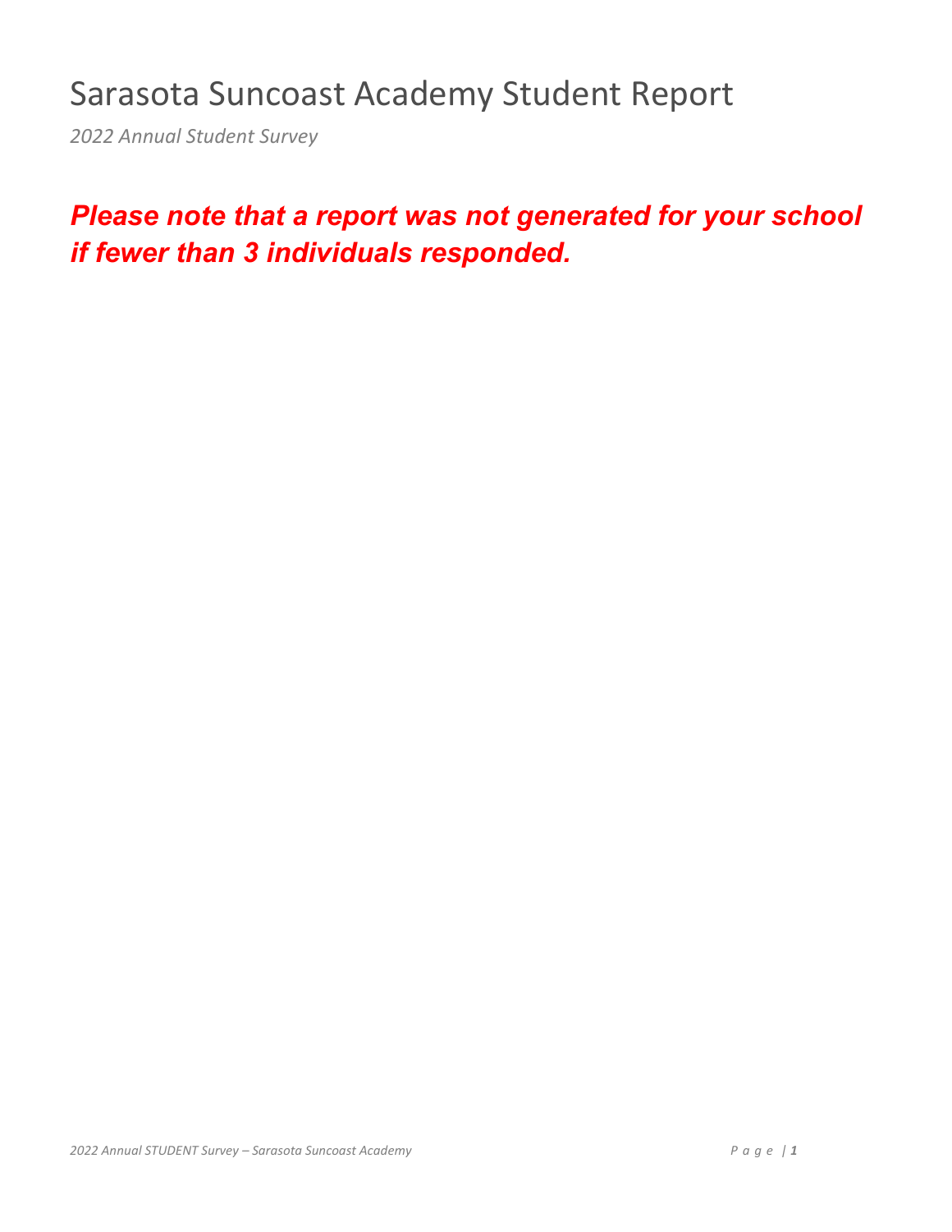# Sarasota Suncoast Academy Student Report

*2022 Annual Student Survey*

***Please note that a report was not generated for your school if fewer than 3 individuals responded.***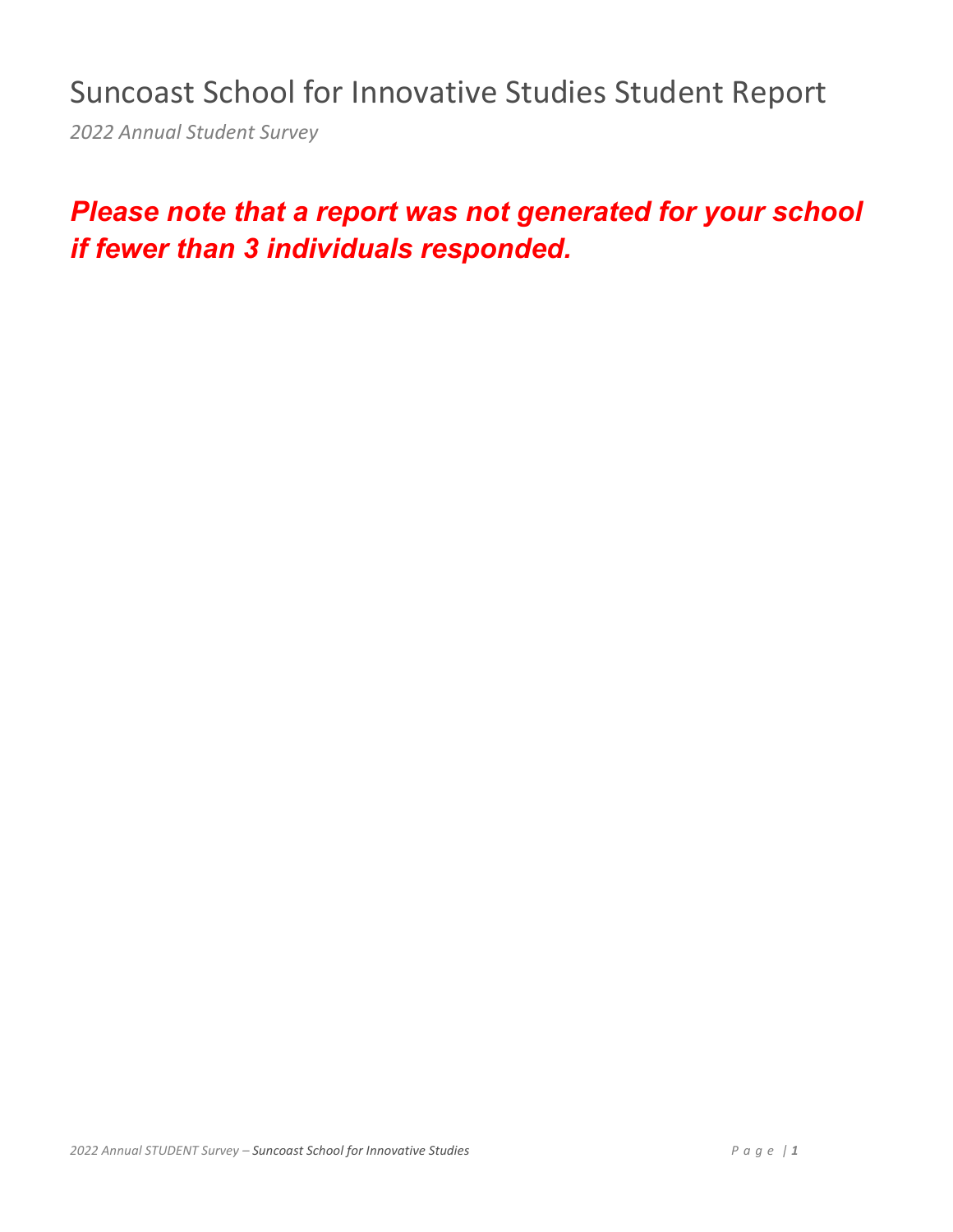# Suncoast School for Innovative Studies Student Report

*2022 Annual Student Survey*

***Please note that a report was not generated for your school if fewer than 3 individuals responded.***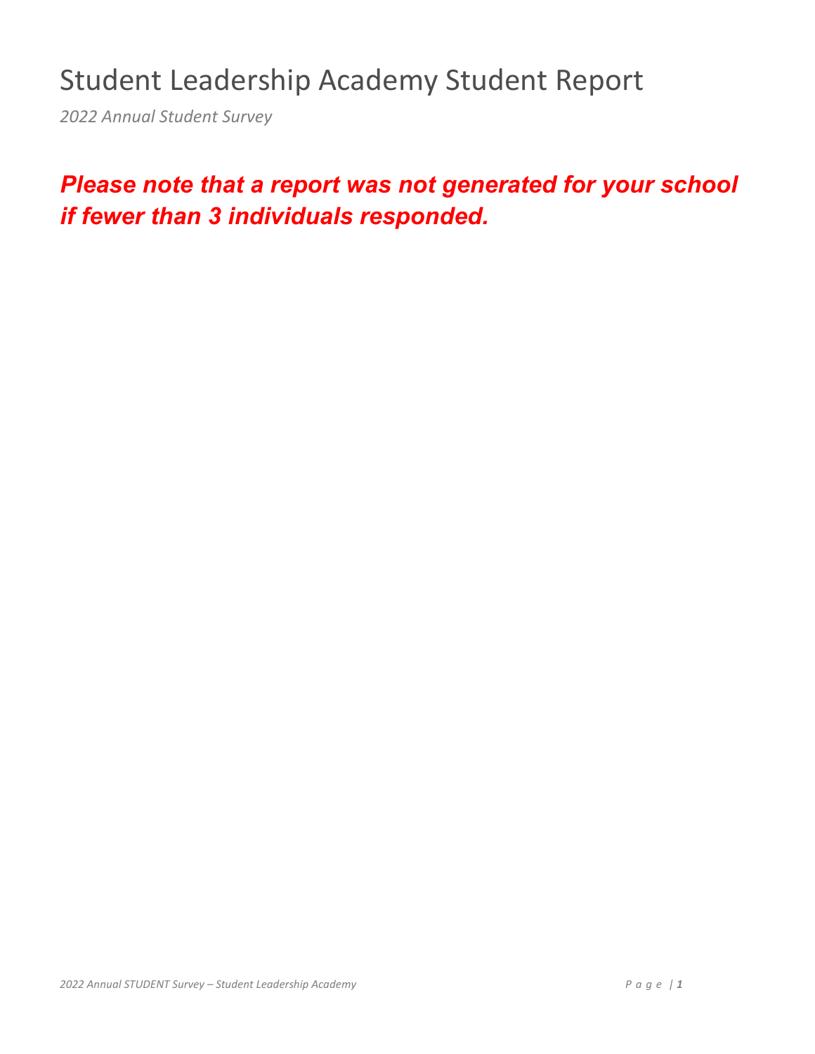# Student Leadership Academy Student Report

*2022 Annual Student Survey*

***Please note that a report was not generated for your school if fewer than 3 individuals responded.***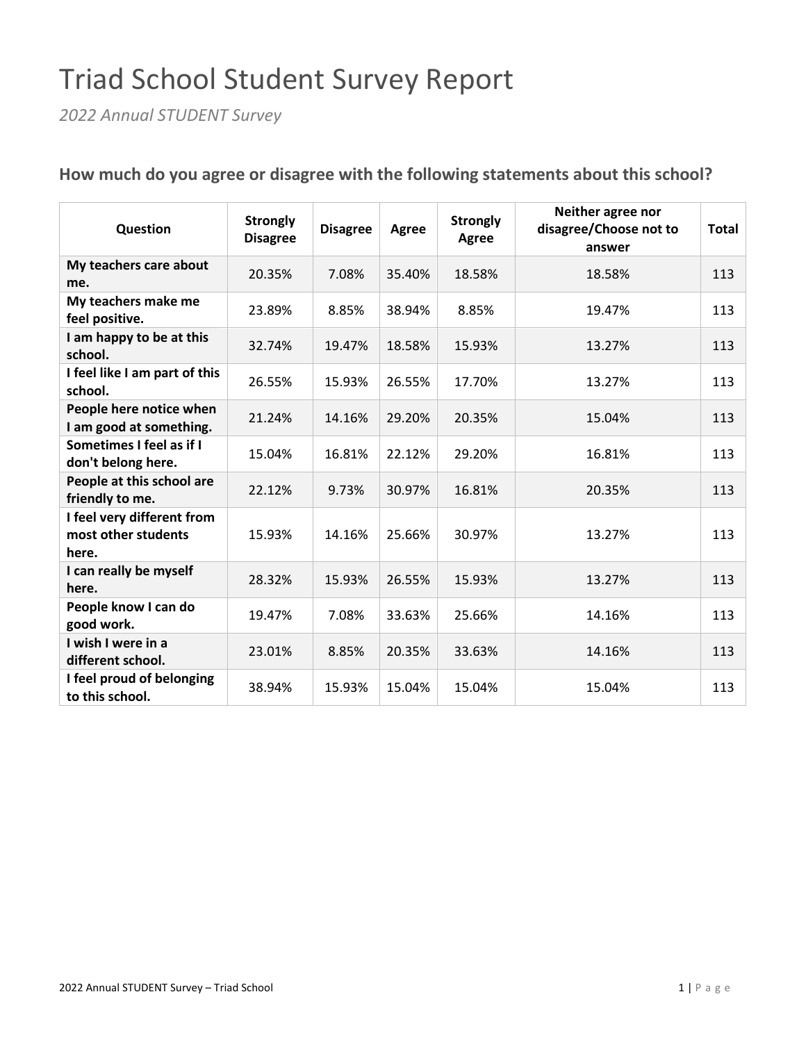# Triad School Student Survey Report

*2022 Annual STUDENT Survey*

## How much do you agree or disagree with the following statements about this school?

| Question | Strongly Disagree | Disagree | Agree | Strongly Agree | Neither agree nor disagree/Choose not to answer | Total |
|---|---|---|---|---|---|---|
| My teachers care about me. | 20.35% | 7.08% | 35.40% | 18.58% | 18.58% | 113 |
| My teachers make me feel positive. | 23.89% | 8.85% | 38.94% | 8.85% | 19.47% | 113 |
| I am happy to be at this school. | 32.74% | 19.47% | 18.58% | 15.93% | 13.27% | 113 |
| I feel like I am part of this school. | 26.55% | 15.93% | 26.55% | 17.70% | 13.27% | 113 |
| People here notice when I am good at something. | 21.24% | 14.16% | 29.20% | 20.35% | 15.04% | 113 |
| Sometimes I feel as if I don't belong here. | 15.04% | 16.81% | 22.12% | 29.20% | 16.81% | 113 |
| People at this school are friendly to me. | 22.12% | 9.73% | 30.97% | 16.81% | 20.35% | 113 |
| I feel very different from most other students here. | 15.93% | 14.16% | 25.66% | 30.97% | 13.27% | 113 |
| I can really be myself here. | 28.32% | 15.93% | 26.55% | 15.93% | 13.27% | 113 |
| People know I can do good work. | 19.47% | 7.08% | 33.63% | 25.66% | 14.16% | 113 |
| I wish I were in a different school. | 23.01% | 8.85% | 20.35% | 33.63% | 14.16% | 113 |
| I feel proud of belonging to this school. | 38.94% | 15.93% | 15.04% | 15.04% | 15.04% | 113 |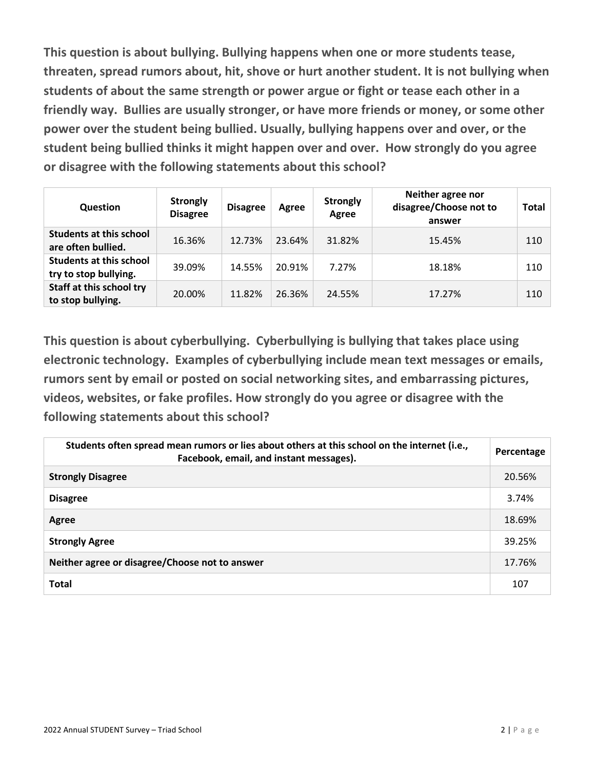**This question is about bullying. Bullying happens when one or more students tease, threaten, spread rumors about, hit, shove or hurt another student. It is not bullying when students of about the same strength or power argue or fight or tease each other in a friendly way. Bullies are usually stronger, or have more friends or money, or some other power over the student being bullied. Usually, bullying happens over and over, or the student being bullied thinks it might happen over and over. How strongly do you agree or disagree with the following statements about this school?**

| Question | Strongly Disagree | Disagree | Agree | Strongly Agree | Neither agree nor disagree/Choose not to answer | Total |
|---|---|---|---|---|---|---|
| **Students at this school are often bullied.** | 16.36% | 12.73% | 23.64% | 31.82% | 15.45% | 110 |
| **Students at this school try to stop bullying.** | 39.09% | 14.55% | 20.91% | 7.27% | 18.18% | 110 |
| **Staff at this school try to stop bullying.** | 20.00% | 11.82% | 26.36% | 24.55% | 17.27% | 110 |

**This question is about cyberbullying. Cyberbullying is bullying that takes place using electronic technology. Examples of cyberbullying include mean text messages or emails, rumors sent by email or posted on social networking sites, and embarrassing pictures, videos, websites, or fake profiles. How strongly do you agree or disagree with the following statements about this school?**

| Students often spread mean rumors or lies about others at this school on the internet (i.e., Facebook, email, and instant messages). | Percentage |
|---|---|
| **Strongly Disagree** | 20.56% |
| **Disagree** | 3.74% |
| **Agree** | 18.69% |
| **Strongly Agree** | 39.25% |
| **Neither agree or disagree/Choose not to answer** | 17.76% |
| **Total** | 107 |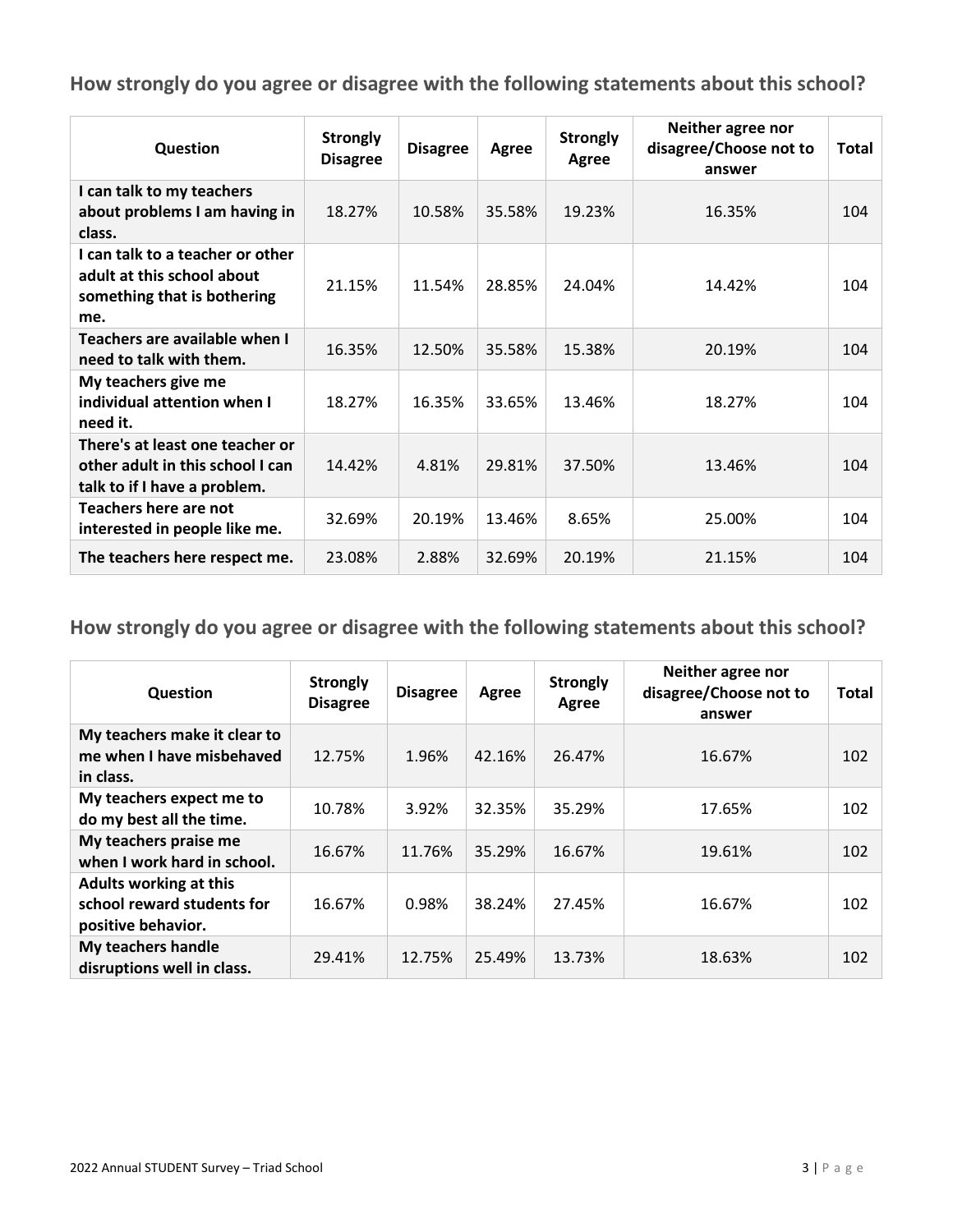## How strongly do you agree or disagree with the following statements about this school?

| Question | Strongly Disagree | Disagree | Agree | Strongly Agree | Neither agree nor disagree/Choose not to answer | Total |
|---|---|---|---|---|---|---|
| I can talk to my teachers about problems I am having in class. | 18.27% | 10.58% | 35.58% | 19.23% | 16.35% | 104 |
| I can talk to a teacher or other adult at this school about something that is bothering me. | 21.15% | 11.54% | 28.85% | 24.04% | 14.42% | 104 |
| Teachers are available when I need to talk with them. | 16.35% | 12.50% | 35.58% | 15.38% | 20.19% | 104 |
| My teachers give me individual attention when I need it. | 18.27% | 16.35% | 33.65% | 13.46% | 18.27% | 104 |
| There's at least one teacher or other adult in this school I can talk to if I have a problem. | 14.42% | 4.81% | 29.81% | 37.50% | 13.46% | 104 |
| Teachers here are not interested in people like me. | 32.69% | 20.19% | 13.46% | 8.65% | 25.00% | 104 |
| The teachers here respect me. | 23.08% | 2.88% | 32.69% | 20.19% | 21.15% | 104 |

## How strongly do you agree or disagree with the following statements about this school?

| Question | Strongly Disagree | Disagree | Agree | Strongly Agree | Neither agree nor disagree/Choose not to answer | Total |
|---|---|---|---|---|---|---|
| My teachers make it clear to me when I have misbehaved in class. | 12.75% | 1.96% | 42.16% | 26.47% | 16.67% | 102 |
| My teachers expect me to do my best all the time. | 10.78% | 3.92% | 32.35% | 35.29% | 17.65% | 102 |
| My teachers praise me when I work hard in school. | 16.67% | 11.76% | 35.29% | 16.67% | 19.61% | 102 |
| Adults working at this school reward students for positive behavior. | 16.67% | 0.98% | 38.24% | 27.45% | 16.67% | 102 |
| My teachers handle disruptions well in class. | 29.41% | 12.75% | 25.49% | 13.73% | 18.63% | 102 |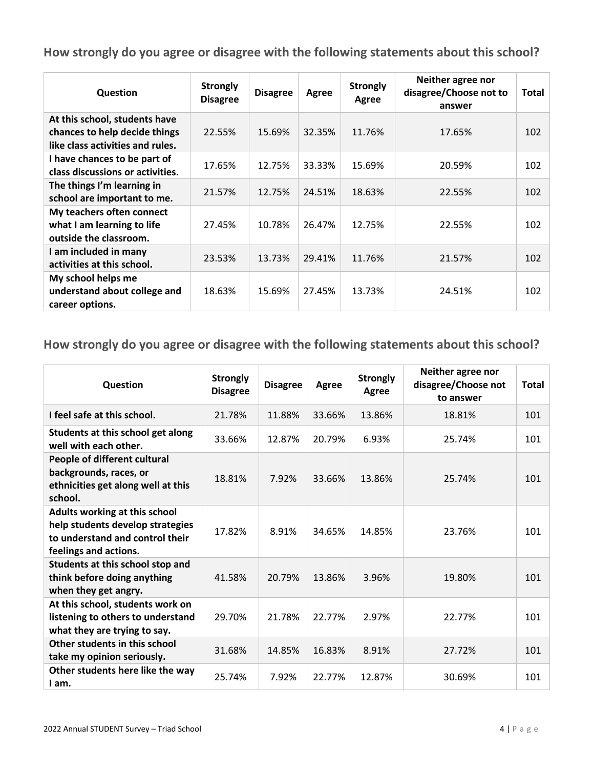## How strongly do you agree or disagree with the following statements about this school?

| Question | Strongly Disagree | Disagree | Agree | Strongly Agree | Neither agree nor disagree/Choose not to answer | Total |
|---|---|---|---|---|---|---|
| At this school, students have chances to help decide things like class activities and rules. | 22.55% | 15.69% | 32.35% | 11.76% | 17.65% | 102 |
| I have chances to be part of class discussions or activities. | 17.65% | 12.75% | 33.33% | 15.69% | 20.59% | 102 |
| The things I'm learning in school are important to me. | 21.57% | 12.75% | 24.51% | 18.63% | 22.55% | 102 |
| My teachers often connect what I am learning to life outside the classroom. | 27.45% | 10.78% | 26.47% | 12.75% | 22.55% | 102 |
| I am included in many activities at this school. | 23.53% | 13.73% | 29.41% | 11.76% | 21.57% | 102 |
| My school helps me understand about college and career options. | 18.63% | 15.69% | 27.45% | 13.73% | 24.51% | 102 |

## How strongly do you agree or disagree with the following statements about this school?

| Question | Strongly Disagree | Disagree | Agree | Strongly Agree | Neither agree nor disagree/Choose not to answer | Total |
|---|---|---|---|---|---|---|
| I feel safe at this school. | 21.78% | 11.88% | 33.66% | 13.86% | 18.81% | 101 |
| Students at this school get along well with each other. | 33.66% | 12.87% | 20.79% | 6.93% | 25.74% | 101 |
| People of different cultural backgrounds, races, or ethnicities get along well at this school. | 18.81% | 7.92% | 33.66% | 13.86% | 25.74% | 101 |
| Adults working at this school help students develop strategies to understand and control their feelings and actions. | 17.82% | 8.91% | 34.65% | 14.85% | 23.76% | 101 |
| Students at this school stop and think before doing anything when they get angry. | 41.58% | 20.79% | 13.86% | 3.96% | 19.80% | 101 |
| At this school, students work on listening to others to understand what they are trying to say. | 29.70% | 21.78% | 22.77% | 2.97% | 22.77% | 101 |
| Other students in this school take my opinion seriously. | 31.68% | 14.85% | 16.83% | 8.91% | 27.72% | 101 |
| Other students here like the way I am. | 25.74% | 7.92% | 22.77% | 12.87% | 30.69% | 101 |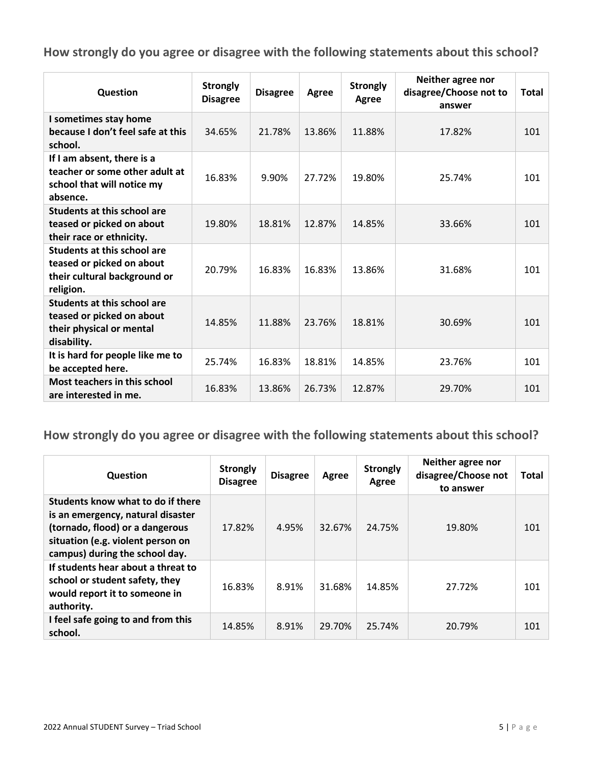## How strongly do you agree or disagree with the following statements about this school?

| Question | Strongly Disagree | Disagree | Agree | Strongly Agree | Neither agree nor disagree/Choose not to answer | Total |
|---|---|---|---|---|---|---|
| I sometimes stay home because I don't feel safe at this school. | 34.65% | 21.78% | 13.86% | 11.88% | 17.82% | 101 |
| If I am absent, there is a teacher or some other adult at school that will notice my absence. | 16.83% | 9.90% | 27.72% | 19.80% | 25.74% | 101 |
| Students at this school are teased or picked on about their race or ethnicity. | 19.80% | 18.81% | 12.87% | 14.85% | 33.66% | 101 |
| Students at this school are teased or picked on about their cultural background or religion. | 20.79% | 16.83% | 16.83% | 13.86% | 31.68% | 101 |
| Students at this school are teased or picked on about their physical or mental disability. | 14.85% | 11.88% | 23.76% | 18.81% | 30.69% | 101 |
| It is hard for people like me to be accepted here. | 25.74% | 16.83% | 18.81% | 14.85% | 23.76% | 101 |
| Most teachers in this school are interested in me. | 16.83% | 13.86% | 26.73% | 12.87% | 29.70% | 101 |

## How strongly do you agree or disagree with the following statements about this school?

| Question | Strongly Disagree | Disagree | Agree | Strongly Agree | Neither agree nor disagree/Choose not to answer | Total |
|---|---|---|---|---|---|---|
| Students know what to do if there is an emergency, natural disaster (tornado, flood) or a dangerous situation (e.g. violent person on campus) during the school day. | 17.82% | 4.95% | 32.67% | 24.75% | 19.80% | 101 |
| If students hear about a threat to school or student safety, they would report it to someone in authority. | 16.83% | 8.91% | 31.68% | 14.85% | 27.72% | 101 |
| I feel safe going to and from this school. | 14.85% | 8.91% | 29.70% | 25.74% | 20.79% | 101 |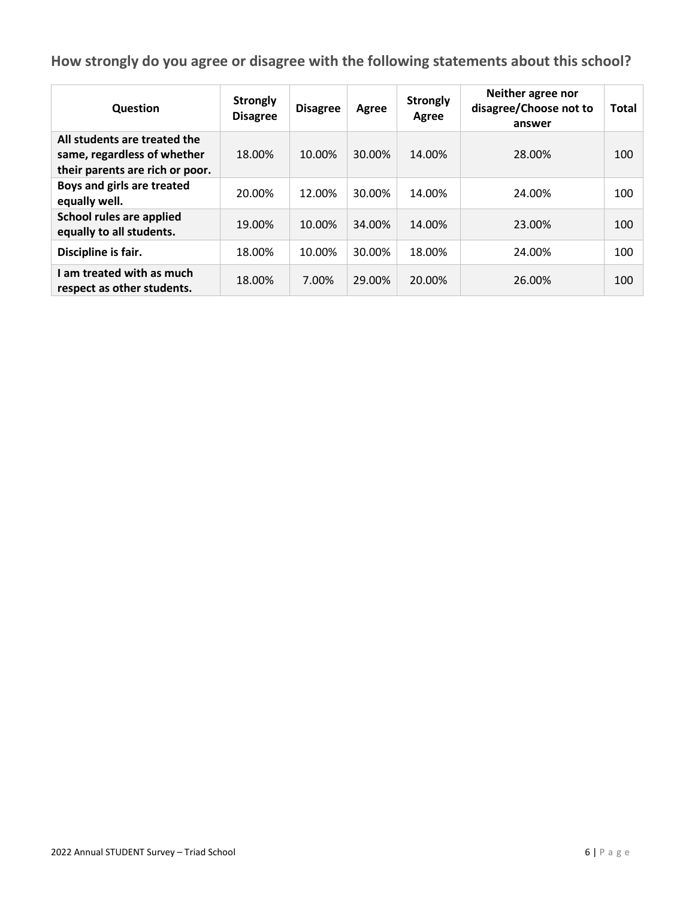## How strongly do you agree or disagree with the following statements about this school?

| Question | Strongly Disagree | Disagree | Agree | Strongly Agree | Neither agree nor disagree/Choose not to answer | Total |
|---|---|---|---|---|---|---|
| **All students are treated the same, regardless of whether their parents are rich or poor.** | 18.00% | 10.00% | 30.00% | 14.00% | 28.00% | 100 |
| **Boys and girls are treated equally well.** | 20.00% | 12.00% | 30.00% | 14.00% | 24.00% | 100 |
| **School rules are applied equally to all students.** | 19.00% | 10.00% | 34.00% | 14.00% | 23.00% | 100 |
| **Discipline is fair.** | 18.00% | 10.00% | 30.00% | 18.00% | 24.00% | 100 |
| **I am treated with as much respect as other students.** | 18.00% | 7.00% | 29.00% | 20.00% | 26.00% | 100 |